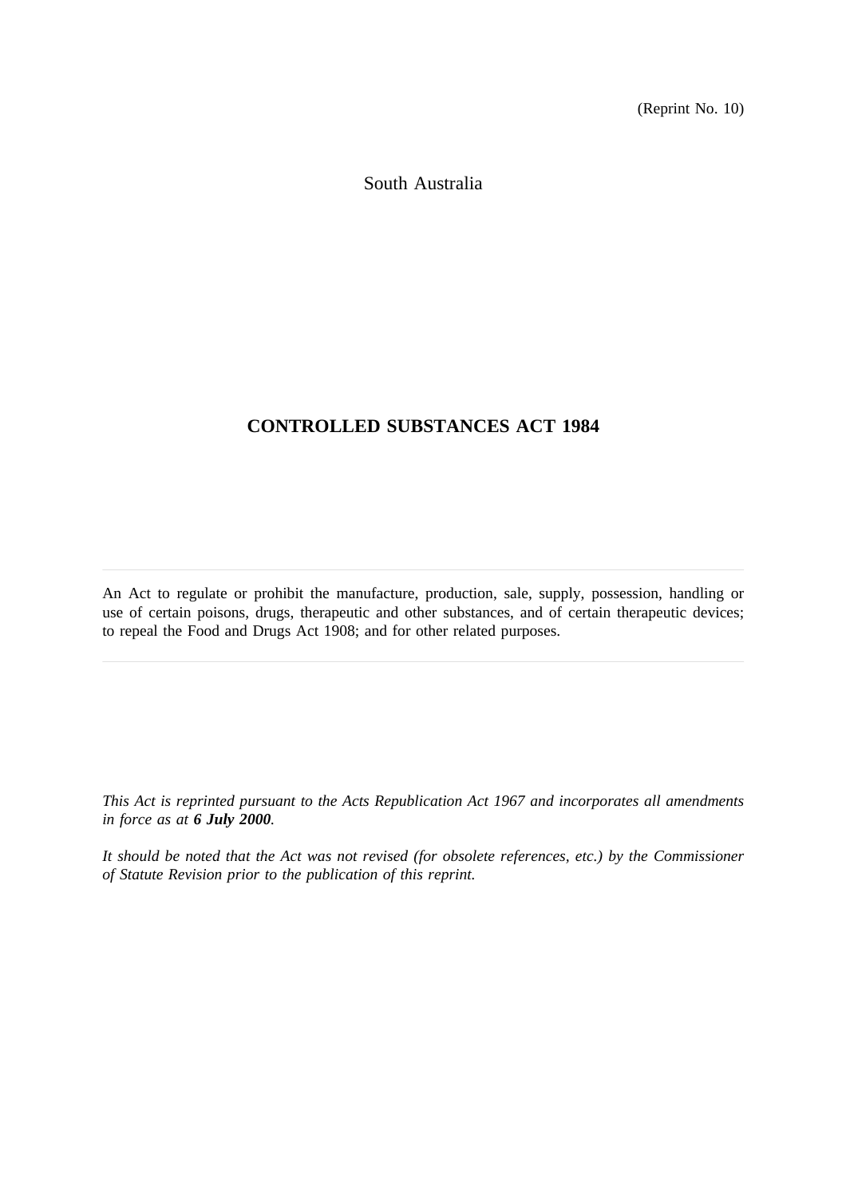(Reprint No. 10)

South Australia

# CONTROLLED SUBSTANCES ACT 1984

---

An Act to regulate or prohibit the manufacture, production, sale, supply, possession, handling or use of certain poisons, drugs, therapeutic and other substances, and of certain therapeutic devices; to repeal the Food and Drugs Act 1908; and for other related purposes.

---

*This Act is reprinted pursuant to the Acts Republication Act 1967 and incorporates all amendments in force as at* ***6 July 2000****.*

*It should be noted that the Act was not revised (for obsolete references, etc.) by the Commissioner of Statute Revision prior to the publication of this reprint.*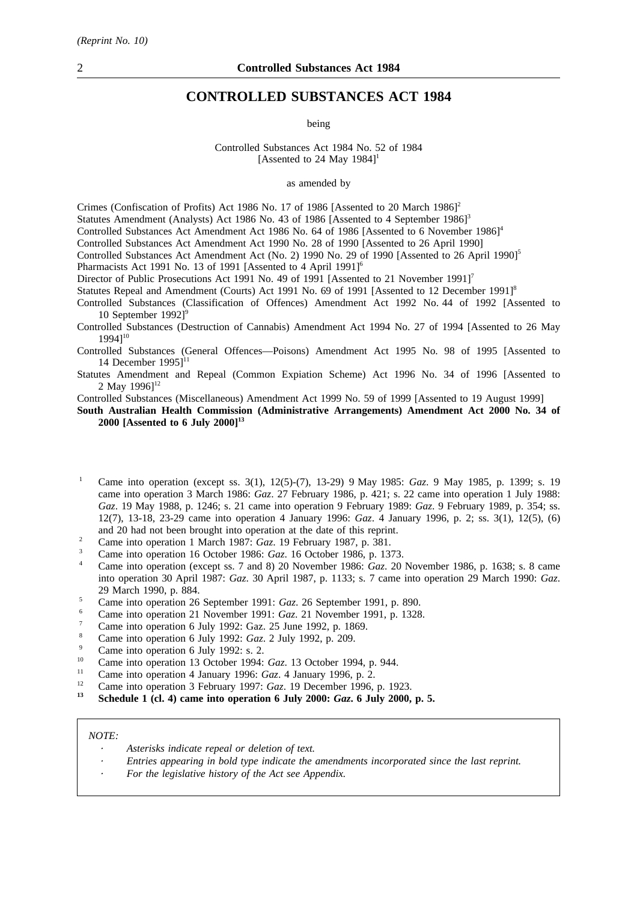# CONTROLLED SUBSTANCES ACT 1984

being

Controlled Substances Act 1984 No. 52 of 1984
[Assented to 24 May 1984][1]

as amended by

Crimes (Confiscation of Profits) Act 1986 No. 17 of 1986 [Assented to 20 March 1986][2]
Statutes Amendment (Analysts) Act 1986 No. 43 of 1986 [Assented to 4 September 1986][3]
Controlled Substances Act Amendment Act 1986 No. 64 of 1986 [Assented to 6 November 1986][4]
Controlled Substances Act Amendment Act 1990 No. 28 of 1990 [Assented to 26 April 1990]
Controlled Substances Act Amendment Act (No. 2) 1990 No. 29 of 1990 [Assented to 26 April 1990][5]
Pharmacists Act 1991 No. 13 of 1991 [Assented to 4 April 1991][6]
Director of Public Prosecutions Act 1991 No. 49 of 1991 [Assented to 21 November 1991][7]
Statutes Repeal and Amendment (Courts) Act 1991 No. 69 of 1991 [Assented to 12 December 1991][8]
Controlled Substances (Classification of Offences) Amendment Act 1992 No. 44 of 1992 [Assented to 10 September 1992][9]
Controlled Substances (Destruction of Cannabis) Amendment Act 1994 No. 27 of 1994 [Assented to 26 May 1994][10]
Controlled Substances (General Offences—Poisons) Amendment Act 1995 No. 98 of 1995 [Assented to 14 December 1995][11]
Statutes Amendment and Repeal (Common Expiation Scheme) Act 1996 No. 34 of 1996 [Assented to 2 May 1996][12]
Controlled Substances (Miscellaneous) Amendment Act 1999 No. 59 of 1999 [Assented to 19 August 1999]
**South Australian Health Commission (Administrative Arrangements) Amendment Act 2000 No. 34 of 2000 [Assented to 6 July 2000][13]**

[1] Came into operation (except ss. 3(1), 12(5)-(7), 13-29) 9 May 1985: *Gaz*. 9 May 1985, p. 1399; s. 19 came into operation 3 March 1986: *Gaz*. 27 February 1986, p. 421; s. 22 came into operation 1 July 1988: *Gaz*. 19 May 1988, p. 1246; s. 21 came into operation 9 February 1989: *Gaz*. 9 February 1989, p. 354; ss. 12(7), 13-18, 23-29 came into operation 4 January 1996: *Gaz*. 4 January 1996, p. 2; ss. 3(1), 12(5), (6) and 20 had not been brought into operation at the date of this reprint.
[2] Came into operation 1 March 1987: *Gaz*. 19 February 1987, p. 381.
[3] Came into operation 16 October 1986: *Gaz*. 16 October 1986, p. 1373.
[4] Came into operation (except ss. 7 and 8) 20 November 1986: *Gaz*. 20 November 1986, p. 1638; s. 8 came into operation 30 April 1987: *Gaz*. 30 April 1987, p. 1133; s. 7 came into operation 29 March 1990: *Gaz*. 29 March 1990, p. 884.
[5] Came into operation 26 September 1991: *Gaz*. 26 September 1991, p. 890.
[6] Came into operation 21 November 1991: *Gaz*. 21 November 1991, p. 1328.
[7] Came into operation 6 July 1992: Gaz. 25 June 1992, p. 1869.
[8] Came into operation 6 July 1992: *Gaz*. 2 July 1992, p. 209.
[9] Came into operation 6 July 1992: s. 2.
[10] Came into operation 13 October 1994: *Gaz*. 13 October 1994, p. 944.
[11] Came into operation 4 January 1996: *Gaz*. 4 January 1996, p. 2.
[12] Came into operation 3 February 1997: *Gaz*. 19 December 1996, p. 1923.
**[13] Schedule 1 (cl. 4) came into operation 6 July 2000: *Gaz*. 6 July 2000, p. 5.**

*NOTE:*

- *Asterisks indicate repeal or deletion of text.*
- *Entries appearing in bold type indicate the amendments incorporated since the last reprint.*
- *For the legislative history of the Act see Appendix.*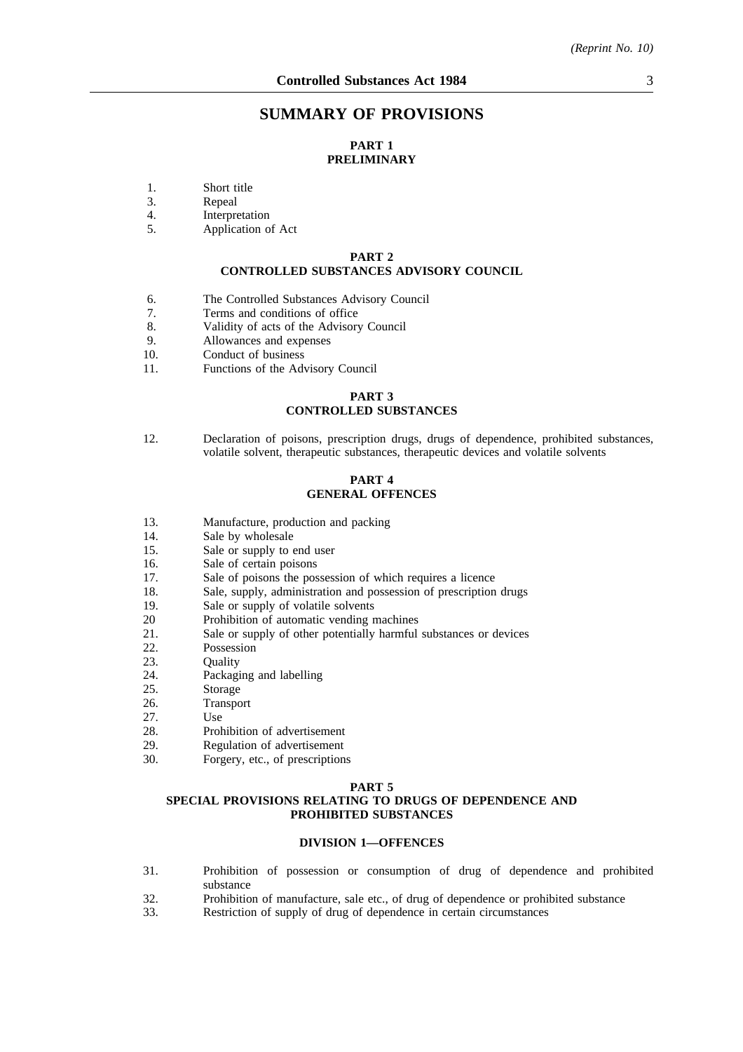# SUMMARY OF PROVISIONS

## PART 1
## PRELIMINARY

1. Short title
3. Repeal
4. Interpretation
5. Application of Act

## PART 2
## CONTROLLED SUBSTANCES ADVISORY COUNCIL

6. The Controlled Substances Advisory Council
7. Terms and conditions of office
8. Validity of acts of the Advisory Council
9. Allowances and expenses
10. Conduct of business
11. Functions of the Advisory Council

## PART 3
## CONTROLLED SUBSTANCES

12. Declaration of poisons, prescription drugs, drugs of dependence, prohibited substances, volatile solvent, therapeutic substances, therapeutic devices and volatile solvents

## PART 4
## GENERAL OFFENCES

13. Manufacture, production and packing
14. Sale by wholesale
15. Sale or supply to end user
16. Sale of certain poisons
17. Sale of poisons the possession of which requires a licence
18. Sale, supply, administration and possession of prescription drugs
19. Sale or supply of volatile solvents
20 Prohibition of automatic vending machines
21. Sale or supply of other potentially harmful substances or devices
22. Possession
23. Quality
24. Packaging and labelling
25. Storage
26. Transport
27. Use
28. Prohibition of advertisement
29. Regulation of advertisement
30. Forgery, etc., of prescriptions

## PART 5
## SPECIAL PROVISIONS RELATING TO DRUGS OF DEPENDENCE AND PROHIBITED SUBSTANCES

### DIVISION 1—OFFENCES

31. Prohibition of possession or consumption of drug of dependence and prohibited substance
32. Prohibition of manufacture, sale etc., of drug of dependence or prohibited substance
33. Restriction of supply of drug of dependence in certain circumstances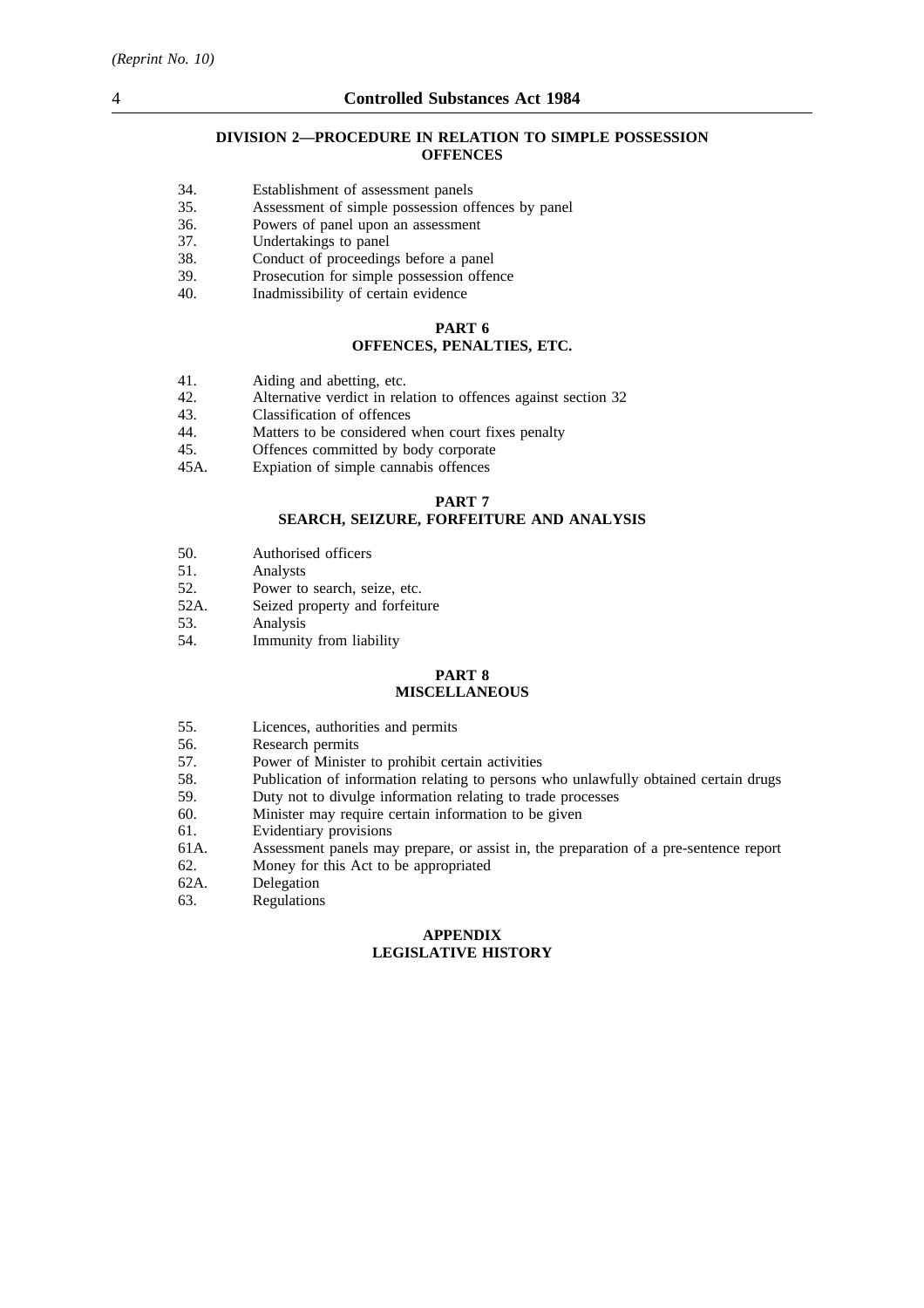#### DIVISION 2—PROCEDURE IN RELATION TO SIMPLE POSSESSION OFFENCES

34. Establishment of assessment panels
35. Assessment of simple possession offences by panel
36. Powers of panel upon an assessment
37. Undertakings to panel
38. Conduct of proceedings before a panel
39. Prosecution for simple possession offence
40. Inadmissibility of certain evidence

### PART 6
### OFFENCES, PENALTIES, ETC.

41. Aiding and abetting, etc.
42. Alternative verdict in relation to offences against section 32
43. Classification of offences
44. Matters to be considered when court fixes penalty
45. Offences committed by body corporate
45A. Expiation of simple cannabis offences

### PART 7
### SEARCH, SEIZURE, FORFEITURE AND ANALYSIS

50. Authorised officers
51. Analysts
52. Power to search, seize, etc.
52A. Seized property and forfeiture
53. Analysis
54. Immunity from liability

### PART 8
### MISCELLANEOUS

55. Licences, authorities and permits
56. Research permits
57. Power of Minister to prohibit certain activities
58. Publication of information relating to persons who unlawfully obtained certain drugs
59. Duty not to divulge information relating to trade processes
60. Minister may require certain information to be given
61. Evidentiary provisions
61A. Assessment panels may prepare, or assist in, the preparation of a pre-sentence report
62. Money for this Act to be appropriated
62A. Delegation
63. Regulations

### APPENDIX
### LEGISLATIVE HISTORY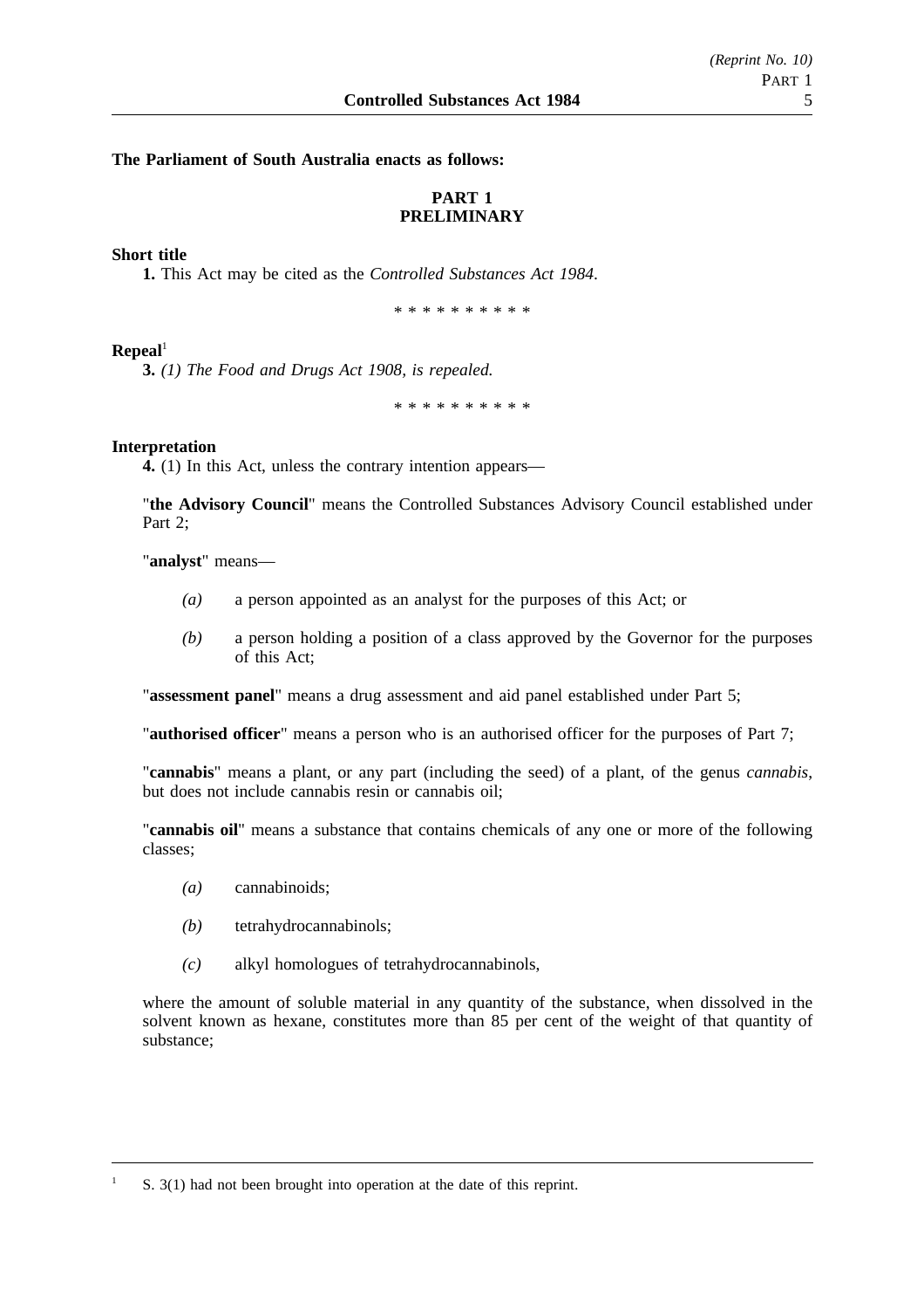**The Parliament of South Australia enacts as follows:**

## PART 1
## PRELIMINARY

**Short title**

**1.** This Act may be cited as the *Controlled Substances Act 1984*.

\* \* \* \* \* \* \* \* \* \*

**Repeal**[1]

**3.** *(1) The Food and Drugs Act 1908, is repealed.*

\* \* \* \* \* \* \* \* \* \*

**Interpretation**

**4.** (1) In this Act, unless the contrary intention appears—

"**the Advisory Council**" means the Controlled Substances Advisory Council established under Part 2;

"**analyst**" means—

*(a)* a person appointed as an analyst for the purposes of this Act; or

*(b)* a person holding a position of a class approved by the Governor for the purposes of this Act;

"**assessment panel**" means a drug assessment and aid panel established under Part 5;

"**authorised officer**" means a person who is an authorised officer for the purposes of Part 7;

"**cannabis**" means a plant, or any part (including the seed) of a plant, of the genus *cannabis*, but does not include cannabis resin or cannabis oil;

"**cannabis oil**" means a substance that contains chemicals of any one or more of the following classes;

*(a)* cannabinoids;

*(b)* tetrahydrocannabinols;

*(c)* alkyl homologues of tetrahydrocannabinols,

where the amount of soluble material in any quantity of the substance, when dissolved in the solvent known as hexane, constitutes more than 85 per cent of the weight of that quantity of substance;

---

[1] S. 3(1) had not been brought into operation at the date of this reprint.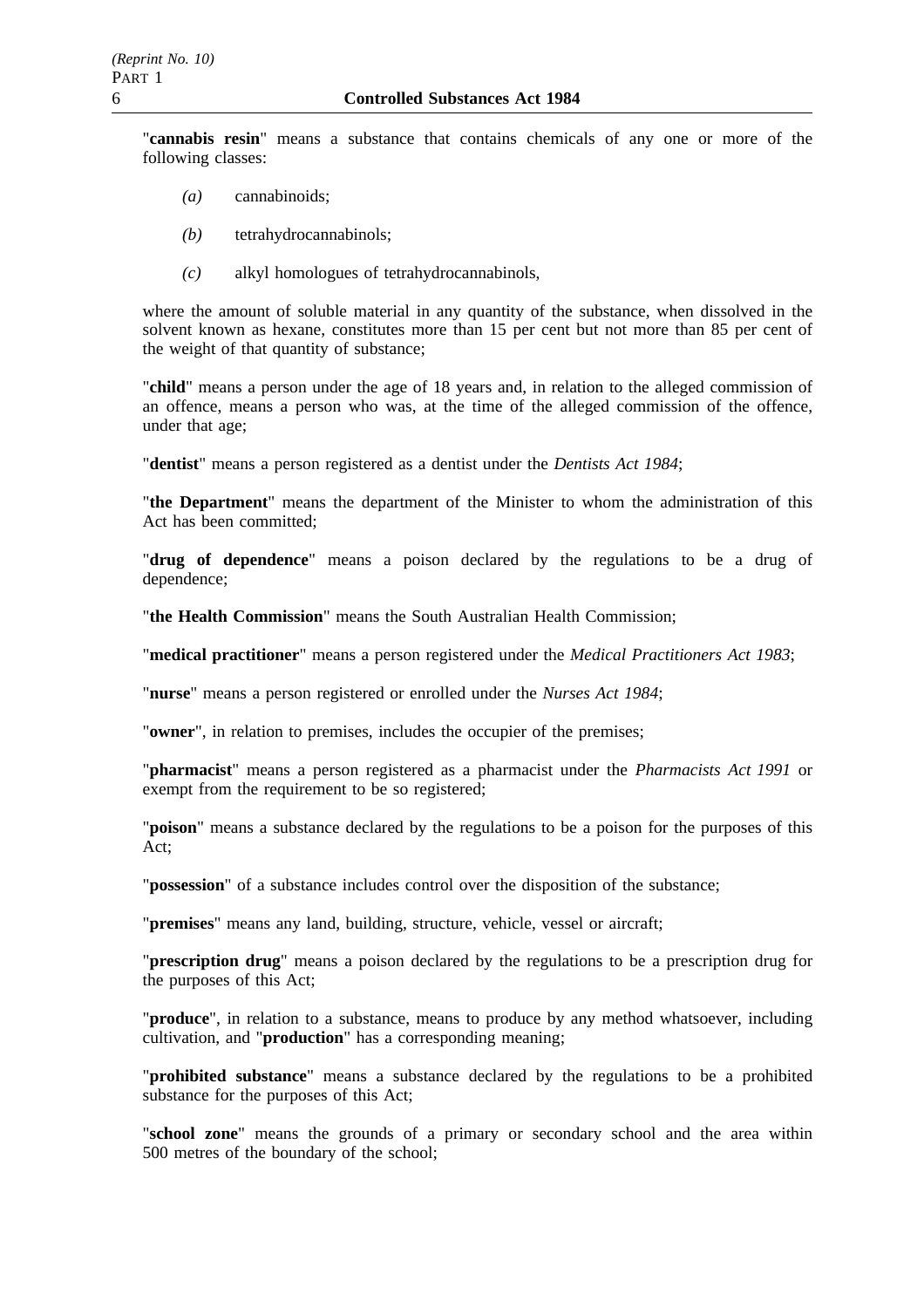"**cannabis resin**" means a substance that contains chemicals of any one or more of the following classes:

*(a)* cannabinoids;

*(b)* tetrahydrocannabinols;

*(c)* alkyl homologues of tetrahydrocannabinols,

where the amount of soluble material in any quantity of the substance, when dissolved in the solvent known as hexane, constitutes more than 15 per cent but not more than 85 per cent of the weight of that quantity of substance;

"**child**" means a person under the age of 18 years and, in relation to the alleged commission of an offence, means a person who was, at the time of the alleged commission of the offence, under that age;

"**dentist**" means a person registered as a dentist under the *Dentists Act 1984*;

"**the Department**" means the department of the Minister to whom the administration of this Act has been committed;

"**drug of dependence**" means a poison declared by the regulations to be a drug of dependence;

"**the Health Commission**" means the South Australian Health Commission;

"**medical practitioner**" means a person registered under the *Medical Practitioners Act 1983*;

"**nurse**" means a person registered or enrolled under the *Nurses Act 1984*;

"**owner**", in relation to premises, includes the occupier of the premises;

"**pharmacist**" means a person registered as a pharmacist under the *Pharmacists Act 1991* or exempt from the requirement to be so registered;

"**poison**" means a substance declared by the regulations to be a poison for the purposes of this Act;

"**possession**" of a substance includes control over the disposition of the substance;

"**premises**" means any land, building, structure, vehicle, vessel or aircraft;

"**prescription drug**" means a poison declared by the regulations to be a prescription drug for the purposes of this Act;

"**produce**", in relation to a substance, means to produce by any method whatsoever, including cultivation, and "**production**" has a corresponding meaning;

"**prohibited substance**" means a substance declared by the regulations to be a prohibited substance for the purposes of this Act;

"**school zone**" means the grounds of a primary or secondary school and the area within 500 metres of the boundary of the school;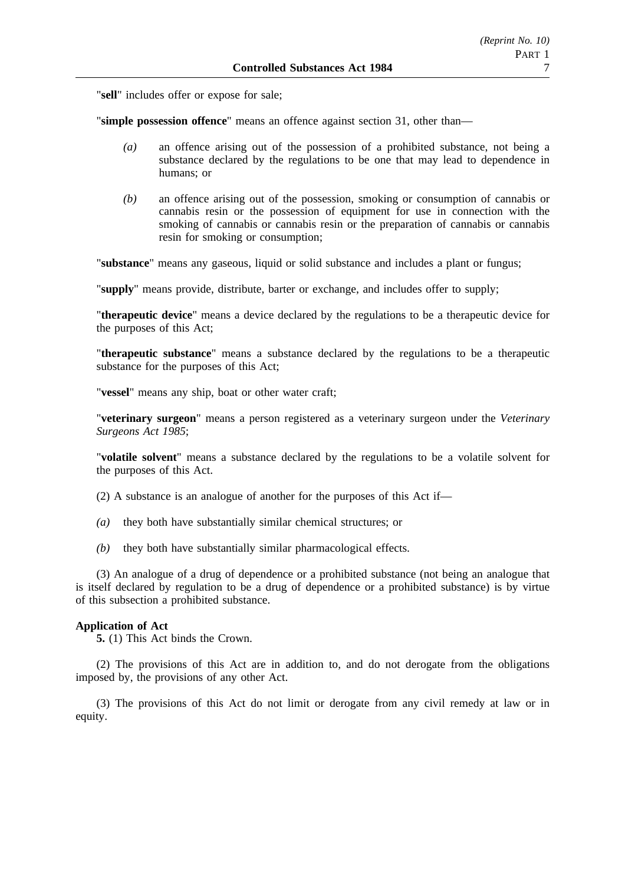"**sell**" includes offer or expose for sale;

"**simple possession offence**" means an offence against section 31, other than—

*(a)* an offence arising out of the possession of a prohibited substance, not being a substance declared by the regulations to be one that may lead to dependence in humans; or

*(b)* an offence arising out of the possession, smoking or consumption of cannabis or cannabis resin or the possession of equipment for use in connection with the smoking of cannabis or cannabis resin or the preparation of cannabis or cannabis resin for smoking or consumption;

"**substance**" means any gaseous, liquid or solid substance and includes a plant or fungus;

"**supply**" means provide, distribute, barter or exchange, and includes offer to supply;

"**therapeutic device**" means a device declared by the regulations to be a therapeutic device for the purposes of this Act;

"**therapeutic substance**" means a substance declared by the regulations to be a therapeutic substance for the purposes of this Act;

"**vessel**" means any ship, boat or other water craft;

"**veterinary surgeon**" means a person registered as a veterinary surgeon under the *Veterinary Surgeons Act 1985*;

"**volatile solvent**" means a substance declared by the regulations to be a volatile solvent for the purposes of this Act.

(2) A substance is an analogue of another for the purposes of this Act if—

*(a)* they both have substantially similar chemical structures; or

*(b)* they both have substantially similar pharmacological effects.

(3) An analogue of a drug of dependence or a prohibited substance (not being an analogue that is itself declared by regulation to be a drug of dependence or a prohibited substance) is by virtue of this subsection a prohibited substance.

**Application of Act**

**5.** (1) This Act binds the Crown.

(2) The provisions of this Act are in addition to, and do not derogate from the obligations imposed by, the provisions of any other Act.

(3) The provisions of this Act do not limit or derogate from any civil remedy at law or in equity.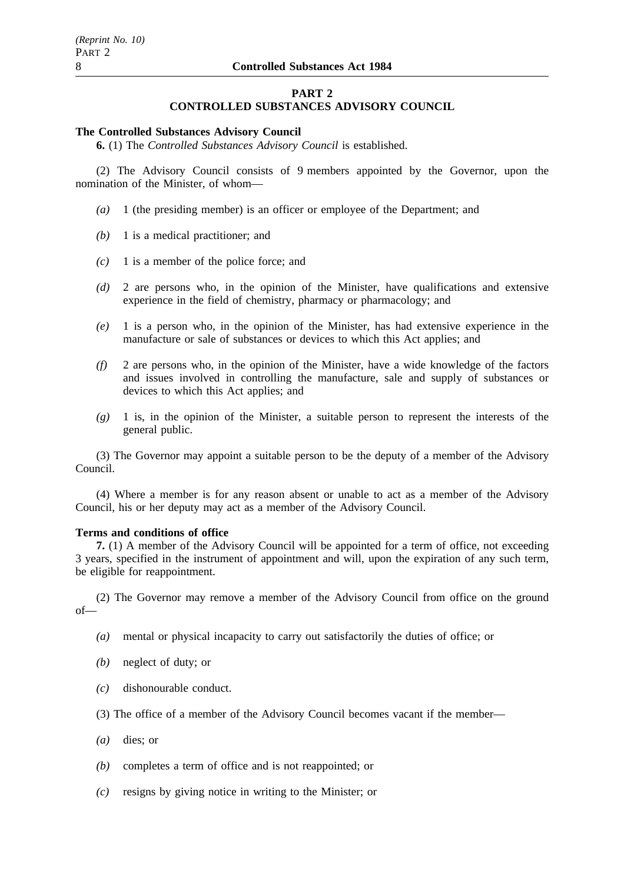## PART 2
## CONTROLLED SUBSTANCES ADVISORY COUNCIL

**The Controlled Substances Advisory Council**

**6.** (1) The *Controlled Substances Advisory Council* is established.

(2) The Advisory Council consists of 9 members appointed by the Governor, upon the nomination of the Minister, of whom—

*(a)* 1 (the presiding member) is an officer or employee of the Department; and

*(b)* 1 is a medical practitioner; and

*(c)* 1 is a member of the police force; and

*(d)* 2 are persons who, in the opinion of the Minister, have qualifications and extensive experience in the field of chemistry, pharmacy or pharmacology; and

*(e)* 1 is a person who, in the opinion of the Minister, has had extensive experience in the manufacture or sale of substances or devices to which this Act applies; and

*(f)* 2 are persons who, in the opinion of the Minister, have a wide knowledge of the factors and issues involved in controlling the manufacture, sale and supply of substances or devices to which this Act applies; and

*(g)* 1 is, in the opinion of the Minister, a suitable person to represent the interests of the general public.

(3) The Governor may appoint a suitable person to be the deputy of a member of the Advisory Council.

(4) Where a member is for any reason absent or unable to act as a member of the Advisory Council, his or her deputy may act as a member of the Advisory Council.

**Terms and conditions of office**

**7.** (1) A member of the Advisory Council will be appointed for a term of office, not exceeding 3 years, specified in the instrument of appointment and will, upon the expiration of any such term, be eligible for reappointment.

(2) The Governor may remove a member of the Advisory Council from office on the ground of—

*(a)* mental or physical incapacity to carry out satisfactorily the duties of office; or

*(b)* neglect of duty; or

*(c)* dishonourable conduct.

(3) The office of a member of the Advisory Council becomes vacant if the member—

*(a)* dies; or

*(b)* completes a term of office and is not reappointed; or

*(c)* resigns by giving notice in writing to the Minister; or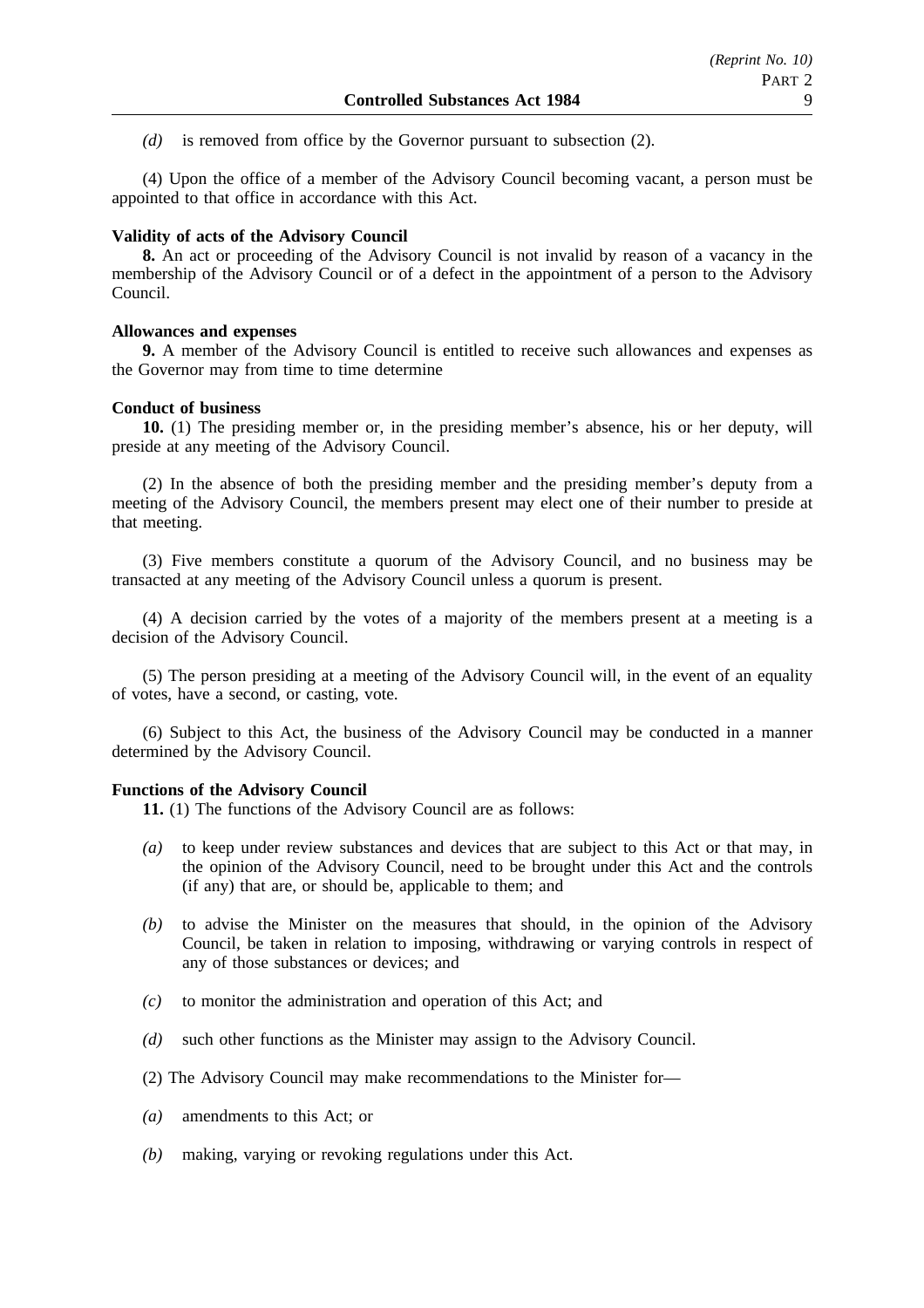*(d)* is removed from office by the Governor pursuant to subsection (2).

(4) Upon the office of a member of the Advisory Council becoming vacant, a person must be appointed to that office in accordance with this Act.

**Validity of acts of the Advisory Council**

**8.** An act or proceeding of the Advisory Council is not invalid by reason of a vacancy in the membership of the Advisory Council or of a defect in the appointment of a person to the Advisory Council.

**Allowances and expenses**

**9.** A member of the Advisory Council is entitled to receive such allowances and expenses as the Governor may from time to time determine

**Conduct of business**

**10.** (1) The presiding member or, in the presiding member's absence, his or her deputy, will preside at any meeting of the Advisory Council.

(2) In the absence of both the presiding member and the presiding member's deputy from a meeting of the Advisory Council, the members present may elect one of their number to preside at that meeting.

(3) Five members constitute a quorum of the Advisory Council, and no business may be transacted at any meeting of the Advisory Council unless a quorum is present.

(4) A decision carried by the votes of a majority of the members present at a meeting is a decision of the Advisory Council.

(5) The person presiding at a meeting of the Advisory Council will, in the event of an equality of votes, have a second, or casting, vote.

(6) Subject to this Act, the business of the Advisory Council may be conducted in a manner determined by the Advisory Council.

**Functions of the Advisory Council**

**11.** (1) The functions of the Advisory Council are as follows:

*(a)* to keep under review substances and devices that are subject to this Act or that may, in the opinion of the Advisory Council, need to be brought under this Act and the controls (if any) that are, or should be, applicable to them; and

*(b)* to advise the Minister on the measures that should, in the opinion of the Advisory Council, be taken in relation to imposing, withdrawing or varying controls in respect of any of those substances or devices; and

*(c)* to monitor the administration and operation of this Act; and

*(d)* such other functions as the Minister may assign to the Advisory Council.

(2) The Advisory Council may make recommendations to the Minister for—

*(a)* amendments to this Act; or

*(b)* making, varying or revoking regulations under this Act.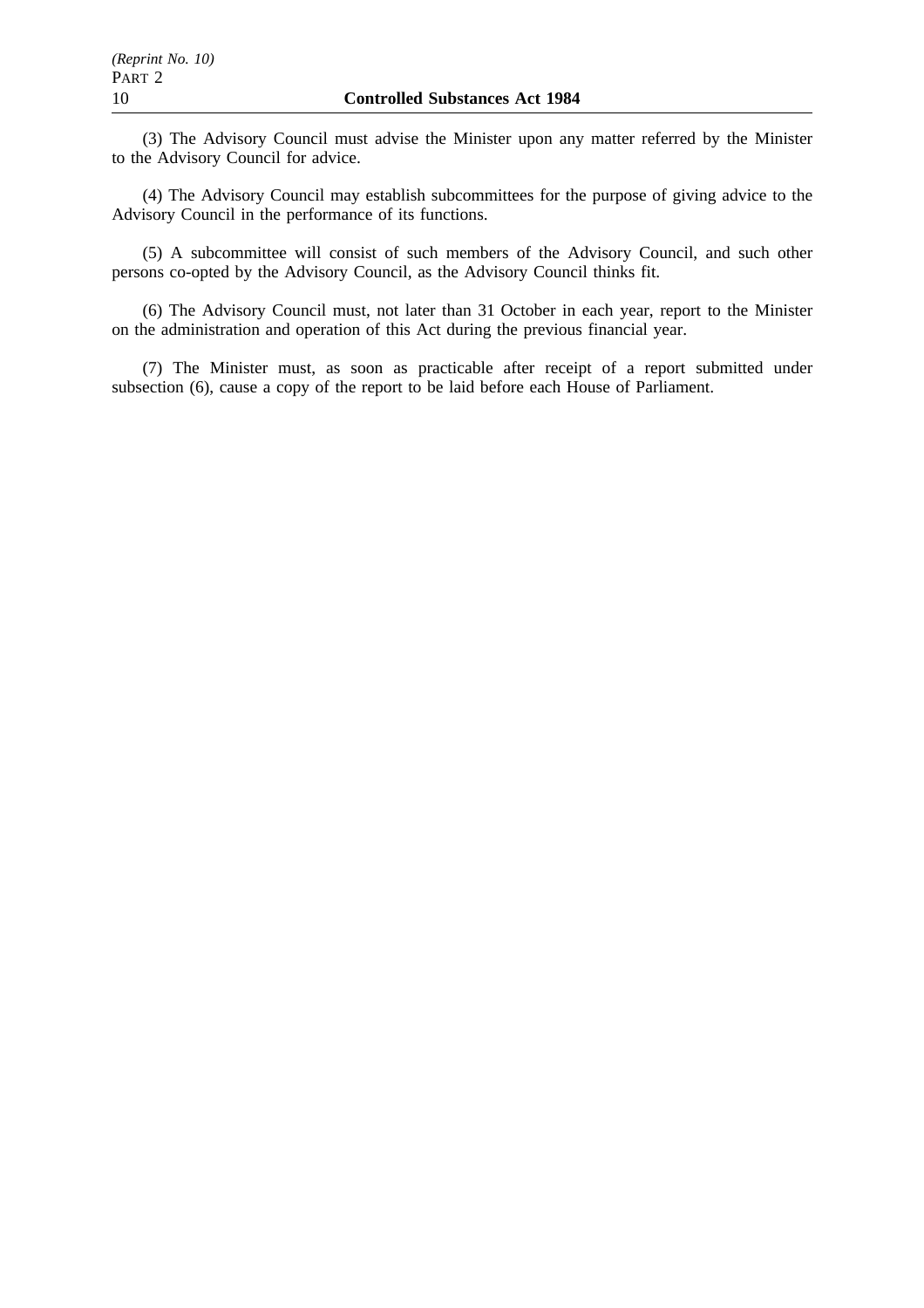(3) The Advisory Council must advise the Minister upon any matter referred by the Minister to the Advisory Council for advice.

(4) The Advisory Council may establish subcommittees for the purpose of giving advice to the Advisory Council in the performance of its functions.

(5) A subcommittee will consist of such members of the Advisory Council, and such other persons co-opted by the Advisory Council, as the Advisory Council thinks fit.

(6) The Advisory Council must, not later than 31 October in each year, report to the Minister on the administration and operation of this Act during the previous financial year.

(7) The Minister must, as soon as practicable after receipt of a report submitted under subsection (6), cause a copy of the report to be laid before each House of Parliament.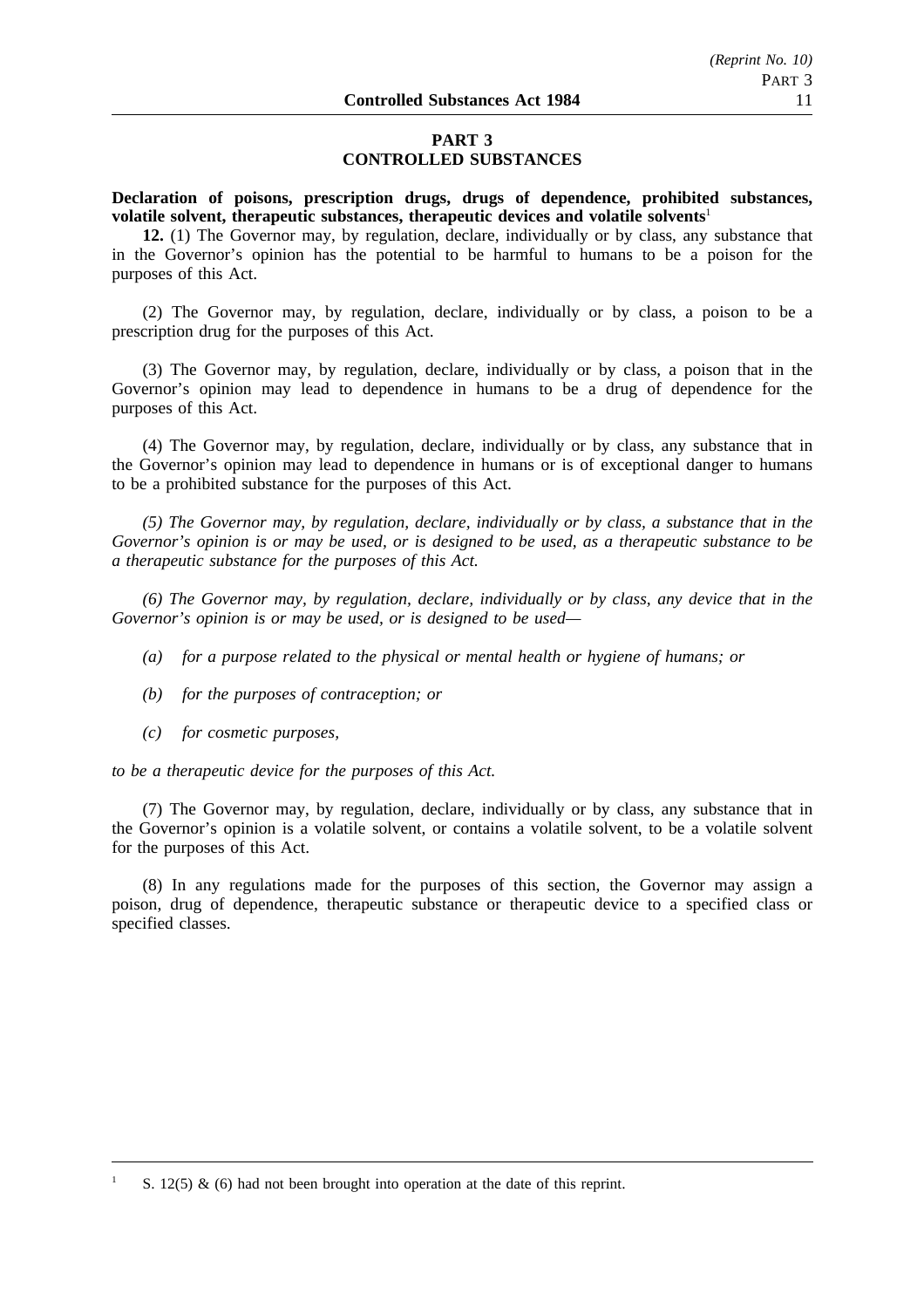## PART 3
## CONTROLLED SUBSTANCES

**Declaration of poisons, prescription drugs, drugs of dependence, prohibited substances, volatile solvent, therapeutic substances, therapeutic devices and volatile solvents**[1]

**12.** (1) The Governor may, by regulation, declare, individually or by class, any substance that in the Governor's opinion has the potential to be harmful to humans to be a poison for the purposes of this Act.

(2) The Governor may, by regulation, declare, individually or by class, a poison to be a prescription drug for the purposes of this Act.

(3) The Governor may, by regulation, declare, individually or by class, a poison that in the Governor's opinion may lead to dependence in humans to be a drug of dependence for the purposes of this Act.

(4) The Governor may, by regulation, declare, individually or by class, any substance that in the Governor's opinion may lead to dependence in humans or is of exceptional danger to humans to be a prohibited substance for the purposes of this Act.

*(5) The Governor may, by regulation, declare, individually or by class, a substance that in the Governor's opinion is or may be used, or is designed to be used, as a therapeutic substance to be a therapeutic substance for the purposes of this Act.*

*(6) The Governor may, by regulation, declare, individually or by class, any device that in the Governor's opinion is or may be used, or is designed to be used—*

*(a) for a purpose related to the physical or mental health or hygiene of humans; or*

*(b) for the purposes of contraception; or*

*(c) for cosmetic purposes,*

*to be a therapeutic device for the purposes of this Act.*

(7) The Governor may, by regulation, declare, individually or by class, any substance that in the Governor's opinion is a volatile solvent, or contains a volatile solvent, to be a volatile solvent for the purposes of this Act.

(8) In any regulations made for the purposes of this section, the Governor may assign a poison, drug of dependence, therapeutic substance or therapeutic device to a specified class or specified classes.

---

[1] S. 12(5) & (6) had not been brought into operation at the date of this reprint.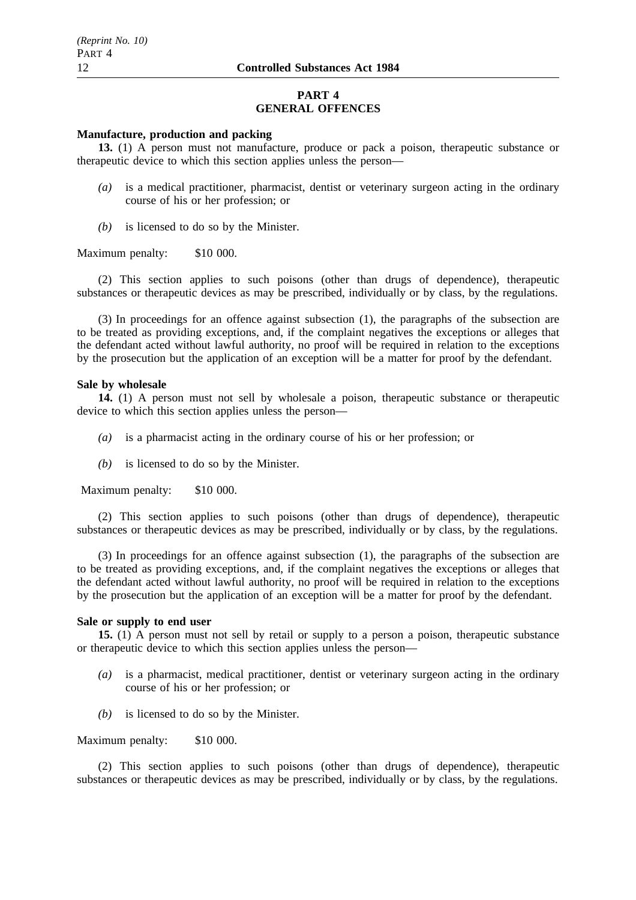## PART 4
## GENERAL OFFENCES

**Manufacture, production and packing**

**13.** (1) A person must not manufacture, produce or pack a poison, therapeutic substance or therapeutic device to which this section applies unless the person—

*(a)* is a medical practitioner, pharmacist, dentist or veterinary surgeon acting in the ordinary course of his or her profession; or

*(b)* is licensed to do so by the Minister.

Maximum penalty: $10 000.

(2) This section applies to such poisons (other than drugs of dependence), therapeutic substances or therapeutic devices as may be prescribed, individually or by class, by the regulations.

(3) In proceedings for an offence against subsection (1), the paragraphs of the subsection are to be treated as providing exceptions, and, if the complaint negatives the exceptions or alleges that the defendant acted without lawful authority, no proof will be required in relation to the exceptions by the prosecution but the application of an exception will be a matter for proof by the defendant.

**Sale by wholesale**

**14.** (1) A person must not sell by wholesale a poison, therapeutic substance or therapeutic device to which this section applies unless the person—

*(a)* is a pharmacist acting in the ordinary course of his or her profession; or

*(b)* is licensed to do so by the Minister.

Maximum penalty: $10 000.

(2) This section applies to such poisons (other than drugs of dependence), therapeutic substances or therapeutic devices as may be prescribed, individually or by class, by the regulations.

(3) In proceedings for an offence against subsection (1), the paragraphs of the subsection are to be treated as providing exceptions, and, if the complaint negatives the exceptions or alleges that the defendant acted without lawful authority, no proof will be required in relation to the exceptions by the prosecution but the application of an exception will be a matter for proof by the defendant.

**Sale or supply to end user**

**15.** (1) A person must not sell by retail or supply to a person a poison, therapeutic substance or therapeutic device to which this section applies unless the person—

*(a)* is a pharmacist, medical practitioner, dentist or veterinary surgeon acting in the ordinary course of his or her profession; or

*(b)* is licensed to do so by the Minister.

Maximum penalty: $10 000.

(2) This section applies to such poisons (other than drugs of dependence), therapeutic substances or therapeutic devices as may be prescribed, individually or by class, by the regulations.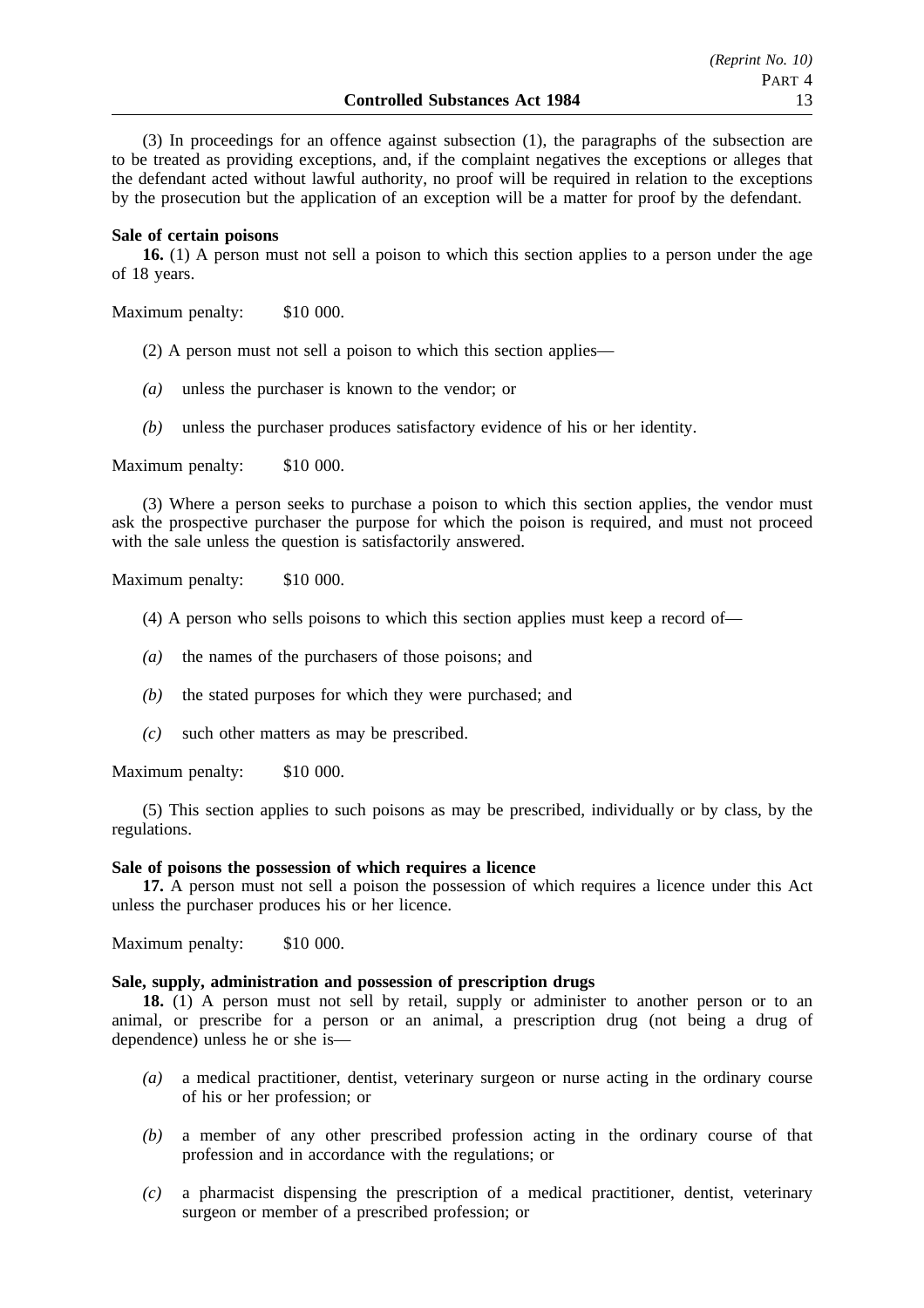(3) In proceedings for an offence against subsection (1), the paragraphs of the subsection are to be treated as providing exceptions, and, if the complaint negatives the exceptions or alleges that the defendant acted without lawful authority, no proof will be required in relation to the exceptions by the prosecution but the application of an exception will be a matter for proof by the defendant.

**Sale of certain poisons**

**16.** (1) A person must not sell a poison to which this section applies to a person under the age of 18 years.

Maximum penalty: $10 000.

(2) A person must not sell a poison to which this section applies—

*(a)* unless the purchaser is known to the vendor; or

*(b)* unless the purchaser produces satisfactory evidence of his or her identity.

Maximum penalty: $10 000.

(3) Where a person seeks to purchase a poison to which this section applies, the vendor must ask the prospective purchaser the purpose for which the poison is required, and must not proceed with the sale unless the question is satisfactorily answered.

Maximum penalty: $10 000.

(4) A person who sells poisons to which this section applies must keep a record of—

*(a)* the names of the purchasers of those poisons; and

*(b)* the stated purposes for which they were purchased; and

*(c)* such other matters as may be prescribed.

Maximum penalty: $10 000.

(5) This section applies to such poisons as may be prescribed, individually or by class, by the regulations.

**Sale of poisons the possession of which requires a licence**

**17.** A person must not sell a poison the possession of which requires a licence under this Act unless the purchaser produces his or her licence.

Maximum penalty: $10 000.

**Sale, supply, administration and possession of prescription drugs**

**18.** (1) A person must not sell by retail, supply or administer to another person or to an animal, or prescribe for a person or an animal, a prescription drug (not being a drug of dependence) unless he or she is—

*(a)* a medical practitioner, dentist, veterinary surgeon or nurse acting in the ordinary course of his or her profession; or

*(b)* a member of any other prescribed profession acting in the ordinary course of that profession and in accordance with the regulations; or

*(c)* a pharmacist dispensing the prescription of a medical practitioner, dentist, veterinary surgeon or member of a prescribed profession; or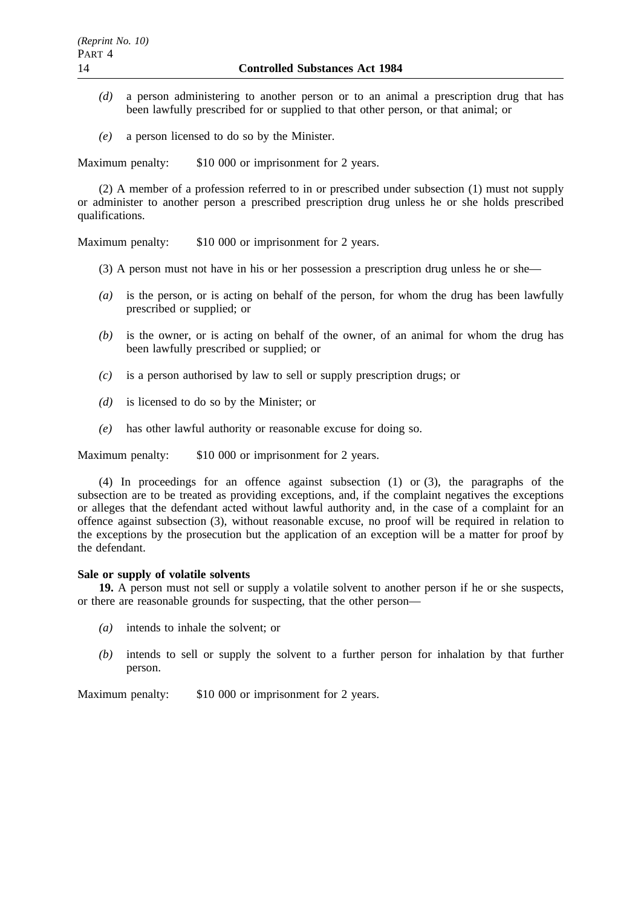*(d)* a person administering to another person or to an animal a prescription drug that has been lawfully prescribed for or supplied to that other person, or that animal; or

*(e)* a person licensed to do so by the Minister.

Maximum penalty: $10 000 or imprisonment for 2 years.

(2) A member of a profession referred to in or prescribed under subsection (1) must not supply or administer to another person a prescribed prescription drug unless he or she holds prescribed qualifications.

Maximum penalty: $10 000 or imprisonment for 2 years.

(3) A person must not have in his or her possession a prescription drug unless he or she—

*(a)* is the person, or is acting on behalf of the person, for whom the drug has been lawfully prescribed or supplied; or

*(b)* is the owner, or is acting on behalf of the owner, of an animal for whom the drug has been lawfully prescribed or supplied; or

*(c)* is a person authorised by law to sell or supply prescription drugs; or

*(d)* is licensed to do so by the Minister; or

*(e)* has other lawful authority or reasonable excuse for doing so.

Maximum penalty: $10 000 or imprisonment for 2 years.

(4) In proceedings for an offence against subsection (1) or (3), the paragraphs of the subsection are to be treated as providing exceptions, and, if the complaint negatives the exceptions or alleges that the defendant acted without lawful authority and, in the case of a complaint for an offence against subsection (3), without reasonable excuse, no proof will be required in relation to the exceptions by the prosecution but the application of an exception will be a matter for proof by the defendant.

**Sale or supply of volatile solvents**

**19.** A person must not sell or supply a volatile solvent to another person if he or she suspects, or there are reasonable grounds for suspecting, that the other person—

*(a)* intends to inhale the solvent; or

*(b)* intends to sell or supply the solvent to a further person for inhalation by that further person.

Maximum penalty: $10 000 or imprisonment for 2 years.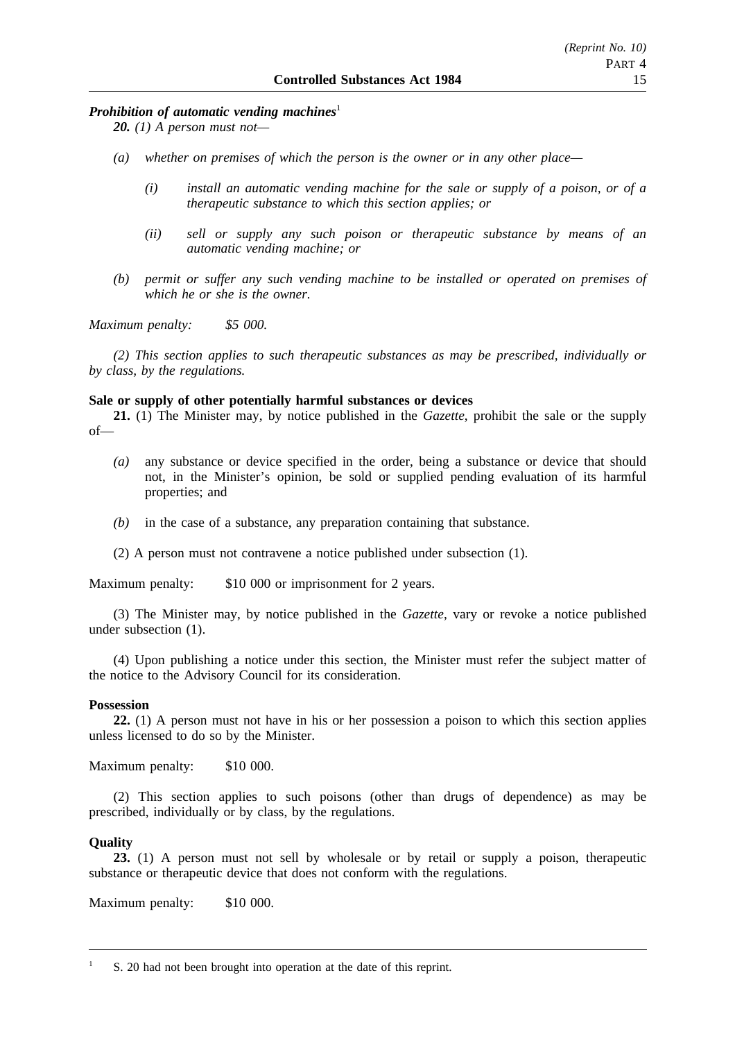***Prohibition of automatic vending machines***[1]

***20.*** *(1) A person must not—*

- *(a)* *whether on premises of which the person is the owner or in any other place—*
  - *(i)* *install an automatic vending machine for the sale or supply of a poison, or of a therapeutic substance to which this section applies; or*
  - *(ii)* *sell or supply any such poison or therapeutic substance by means of an automatic vending machine; or*
- *(b)* *permit or suffer any such vending machine to be installed or operated on premises of which he or she is the owner.*

*Maximum penalty: $5 000.*

*(2) This section applies to such therapeutic substances as may be prescribed, individually or by class, by the regulations.*

**Sale or supply of other potentially harmful substances or devices**

**21.** (1) The Minister may, by notice published in the *Gazette*, prohibit the sale or the supply of—

- *(a)* any substance or device specified in the order, being a substance or device that should not, in the Minister's opinion, be sold or supplied pending evaluation of its harmful properties; and
- *(b)* in the case of a substance, any preparation containing that substance.

(2) A person must not contravene a notice published under subsection (1).

Maximum penalty: $10 000 or imprisonment for 2 years.

(3) The Minister may, by notice published in the *Gazette*, vary or revoke a notice published under subsection (1).

(4) Upon publishing a notice under this section, the Minister must refer the subject matter of the notice to the Advisory Council for its consideration.

**Possession**

**22.** (1) A person must not have in his or her possession a poison to which this section applies unless licensed to do so by the Minister.

Maximum penalty: $10 000.

(2) This section applies to such poisons (other than drugs of dependence) as may be prescribed, individually or by class, by the regulations.

**Quality**

**23.** (1) A person must not sell by wholesale or by retail or supply a poison, therapeutic substance or therapeutic device that does not conform with the regulations.

Maximum penalty: $10 000.

---

[1] S. 20 had not been brought into operation at the date of this reprint.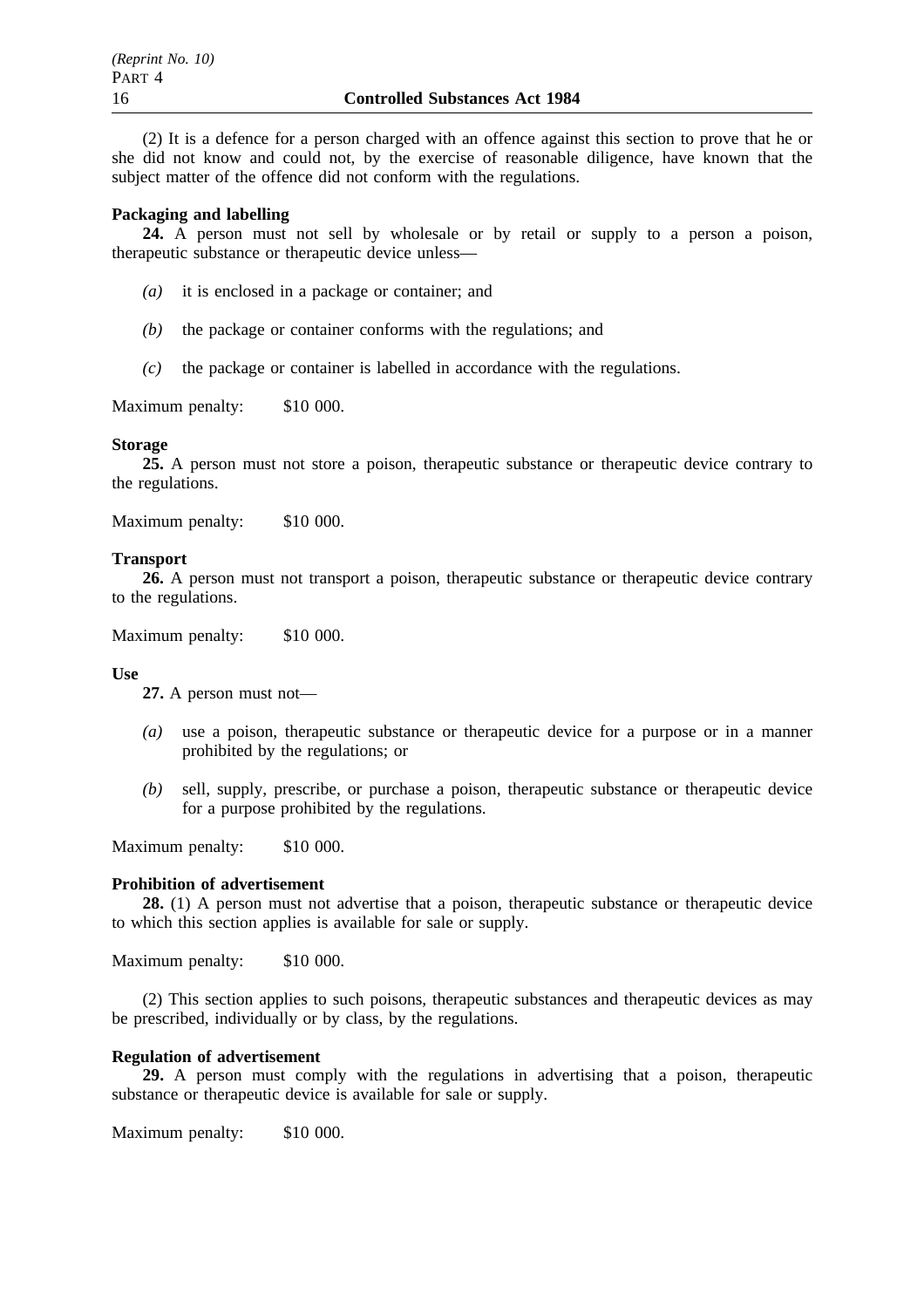(2) It is a defence for a person charged with an offence against this section to prove that he or she did not know and could not, by the exercise of reasonable diligence, have known that the subject matter of the offence did not conform with the regulations.

**Packaging and labelling**

**24.** A person must not sell by wholesale or by retail or supply to a person a poison, therapeutic substance or therapeutic device unless—

*(a)* it is enclosed in a package or container; and

*(b)* the package or container conforms with the regulations; and

*(c)* the package or container is labelled in accordance with the regulations.

Maximum penalty: $10 000.

**Storage**

**25.** A person must not store a poison, therapeutic substance or therapeutic device contrary to the regulations.

Maximum penalty: $10 000.

**Transport**

**26.** A person must not transport a poison, therapeutic substance or therapeutic device contrary to the regulations.

Maximum penalty: $10 000.

**Use**

**27.** A person must not—

*(a)* use a poison, therapeutic substance or therapeutic device for a purpose or in a manner prohibited by the regulations; or

*(b)* sell, supply, prescribe, or purchase a poison, therapeutic substance or therapeutic device for a purpose prohibited by the regulations.

Maximum penalty: $10 000.

**Prohibition of advertisement**

**28.** (1) A person must not advertise that a poison, therapeutic substance or therapeutic device to which this section applies is available for sale or supply.

Maximum penalty: $10 000.

(2) This section applies to such poisons, therapeutic substances and therapeutic devices as may be prescribed, individually or by class, by the regulations.

**Regulation of advertisement**

**29.** A person must comply with the regulations in advertising that a poison, therapeutic substance or therapeutic device is available for sale or supply.

Maximum penalty: $10 000.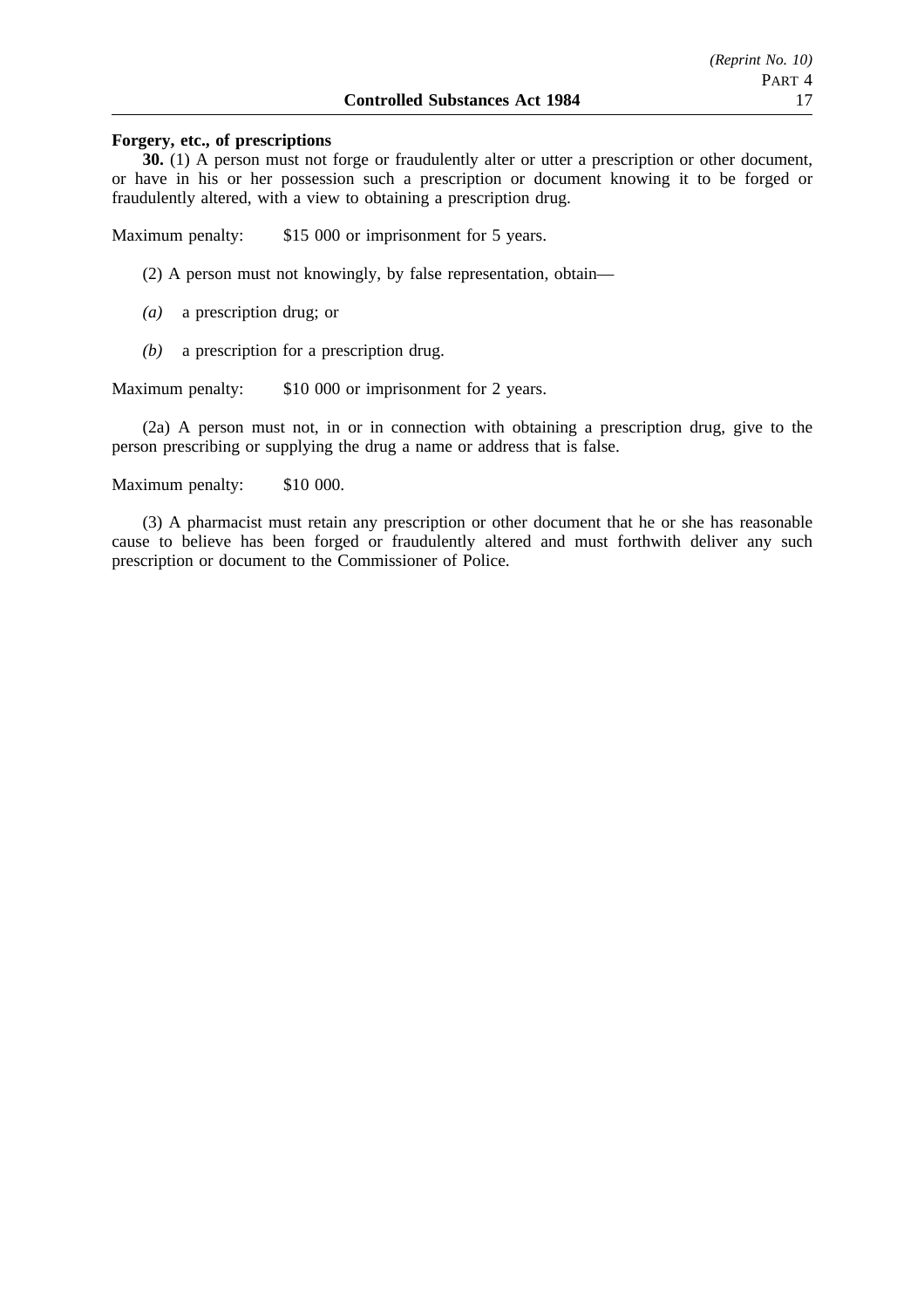**Forgery, etc., of prescriptions**

**30.** (1) A person must not forge or fraudulently alter or utter a prescription or other document, or have in his or her possession such a prescription or document knowing it to be forged or fraudulently altered, with a view to obtaining a prescription drug.

Maximum penalty: $15 000 or imprisonment for 5 years.

(2) A person must not knowingly, by false representation, obtain—

*(a)* a prescription drug; or

*(b)* a prescription for a prescription drug.

Maximum penalty: $10 000 or imprisonment for 2 years.

(2a) A person must not, in or in connection with obtaining a prescription drug, give to the person prescribing or supplying the drug a name or address that is false.

Maximum penalty: $10 000.

(3) A pharmacist must retain any prescription or other document that he or she has reasonable cause to believe has been forged or fraudulently altered and must forthwith deliver any such prescription or document to the Commissioner of Police.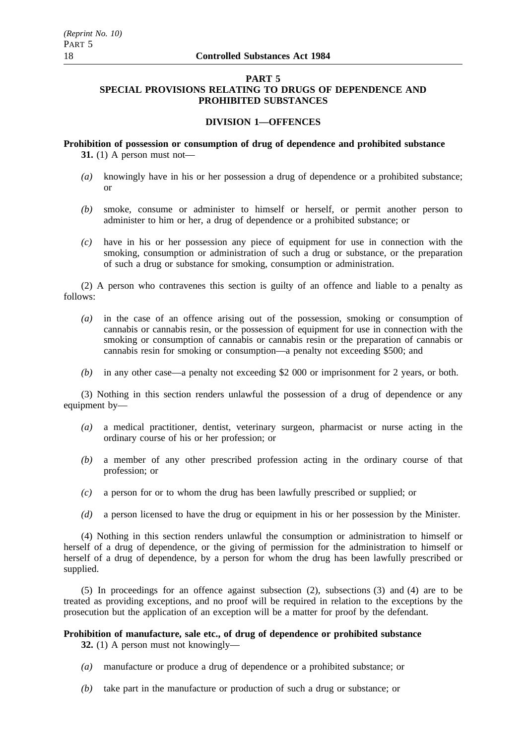## PART 5
## SPECIAL PROVISIONS RELATING TO DRUGS OF DEPENDENCE AND PROHIBITED SUBSTANCES

### DIVISION 1—OFFENCES

**Prohibition of possession or consumption of drug of dependence and prohibited substance**

**31.** (1) A person must not—

*(a)* knowingly have in his or her possession a drug of dependence or a prohibited substance; or

*(b)* smoke, consume or administer to himself or herself, or permit another person to administer to him or her, a drug of dependence or a prohibited substance; or

*(c)* have in his or her possession any piece of equipment for use in connection with the smoking, consumption or administration of such a drug or substance, or the preparation of such a drug or substance for smoking, consumption or administration.

(2) A person who contravenes this section is guilty of an offence and liable to a penalty as follows:

*(a)* in the case of an offence arising out of the possession, smoking or consumption of cannabis or cannabis resin, or the possession of equipment for use in connection with the smoking or consumption of cannabis or cannabis resin or the preparation of cannabis or cannabis resin for smoking or consumption—a penalty not exceeding $500; and

*(b)* in any other case—a penalty not exceeding $2 000 or imprisonment for 2 years, or both.

(3) Nothing in this section renders unlawful the possession of a drug of dependence or any equipment by—

*(a)* a medical practitioner, dentist, veterinary surgeon, pharmacist or nurse acting in the ordinary course of his or her profession; or

*(b)* a member of any other prescribed profession acting in the ordinary course of that profession; or

*(c)* a person for or to whom the drug has been lawfully prescribed or supplied; or

*(d)* a person licensed to have the drug or equipment in his or her possession by the Minister.

(4) Nothing in this section renders unlawful the consumption or administration to himself or herself of a drug of dependence, or the giving of permission for the administration to himself or herself of a drug of dependence, by a person for whom the drug has been lawfully prescribed or supplied.

(5) In proceedings for an offence against subsection (2), subsections (3) and (4) are to be treated as providing exceptions, and no proof will be required in relation to the exceptions by the prosecution but the application of an exception will be a matter for proof by the defendant.

**Prohibition of manufacture, sale etc., of drug of dependence or prohibited substance**

**32.** (1) A person must not knowingly—

*(a)* manufacture or produce a drug of dependence or a prohibited substance; or

*(b)* take part in the manufacture or production of such a drug or substance; or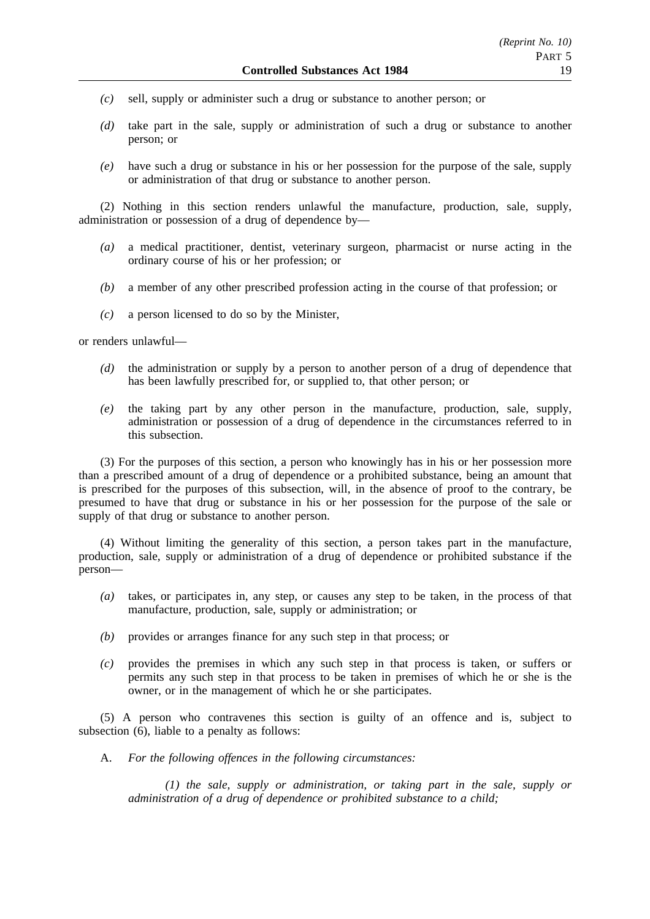*(c)* sell, supply or administer such a drug or substance to another person; or

*(d)* take part in the sale, supply or administration of such a drug or substance to another person; or

*(e)* have such a drug or substance in his or her possession for the purpose of the sale, supply or administration of that drug or substance to another person.

(2) Nothing in this section renders unlawful the manufacture, production, sale, supply, administration or possession of a drug of dependence by—

*(a)* a medical practitioner, dentist, veterinary surgeon, pharmacist or nurse acting in the ordinary course of his or her profession; or

*(b)* a member of any other prescribed profession acting in the course of that profession; or

*(c)* a person licensed to do so by the Minister,

or renders unlawful—

*(d)* the administration or supply by a person to another person of a drug of dependence that has been lawfully prescribed for, or supplied to, that other person; or

*(e)* the taking part by any other person in the manufacture, production, sale, supply, administration or possession of a drug of dependence in the circumstances referred to in this subsection.

(3) For the purposes of this section, a person who knowingly has in his or her possession more than a prescribed amount of a drug of dependence or a prohibited substance, being an amount that is prescribed for the purposes of this subsection, will, in the absence of proof to the contrary, be presumed to have that drug or substance in his or her possession for the purpose of the sale or supply of that drug or substance to another person.

(4) Without limiting the generality of this section, a person takes part in the manufacture, production, sale, supply or administration of a drug of dependence or prohibited substance if the person—

*(a)* takes, or participates in, any step, or causes any step to be taken, in the process of that manufacture, production, sale, supply or administration; or

*(b)* provides or arranges finance for any such step in that process; or

*(c)* provides the premises in which any such step in that process is taken, or suffers or permits any such step in that process to be taken in premises of which he or she is the owner, or in the management of which he or she participates.

(5) A person who contravenes this section is guilty of an offence and is, subject to subsection (6), liable to a penalty as follows:

A. *For the following offences in the following circumstances:*

*(1) the sale, supply or administration, or taking part in the sale, supply or administration of a drug of dependence or prohibited substance to a child;*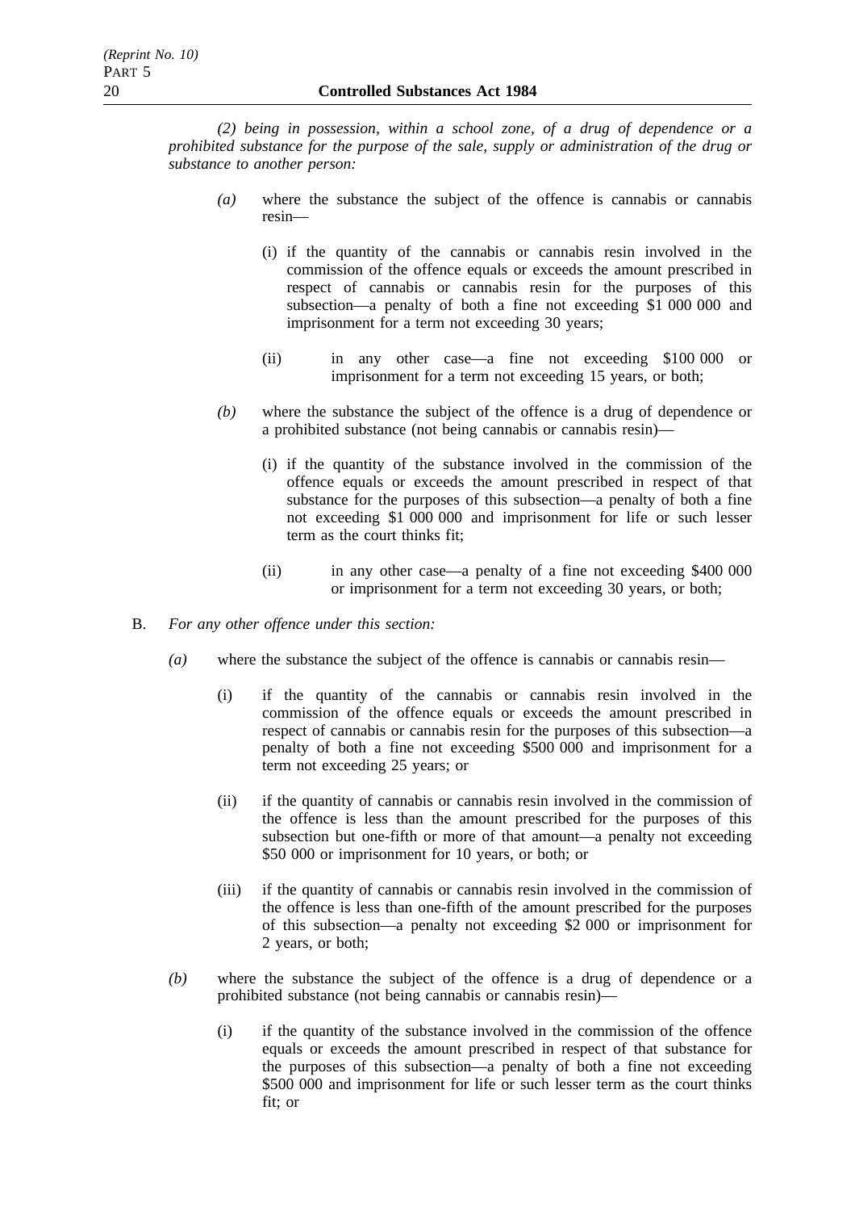*(2) being in possession, within a school zone, of a drug of dependence or a prohibited substance for the purpose of the sale, supply or administration of the drug or substance to another person:*

*(a)* where the substance the subject of the offence is cannabis or cannabis resin—

(i) if the quantity of the cannabis or cannabis resin involved in the commission of the offence equals or exceeds the amount prescribed in respect of cannabis or cannabis resin for the purposes of this subsection—a penalty of both a fine not exceeding $1 000 000 and imprisonment for a term not exceeding 30 years;

(ii) in any other case—a fine not exceeding $100 000 or imprisonment for a term not exceeding 15 years, or both;

*(b)* where the substance the subject of the offence is a drug of dependence or a prohibited substance (not being cannabis or cannabis resin)—

(i) if the quantity of the substance involved in the commission of the offence equals or exceeds the amount prescribed in respect of that substance for the purposes of this subsection—a penalty of both a fine not exceeding $1 000 000 and imprisonment for life or such lesser term as the court thinks fit;

(ii) in any other case—a penalty of a fine not exceeding $400 000 or imprisonment for a term not exceeding 30 years, or both;

B. *For any other offence under this section:*

*(a)* where the substance the subject of the offence is cannabis or cannabis resin—

(i) if the quantity of the cannabis or cannabis resin involved in the commission of the offence equals or exceeds the amount prescribed in respect of cannabis or cannabis resin for the purposes of this subsection—a penalty of both a fine not exceeding $500 000 and imprisonment for a term not exceeding 25 years; or

(ii) if the quantity of cannabis or cannabis resin involved in the commission of the offence is less than the amount prescribed for the purposes of this subsection but one-fifth or more of that amount—a penalty not exceeding $50 000 or imprisonment for 10 years, or both; or

(iii) if the quantity of cannabis or cannabis resin involved in the commission of the offence is less than one-fifth of the amount prescribed for the purposes of this subsection—a penalty not exceeding $2 000 or imprisonment for 2 years, or both;

*(b)* where the substance the subject of the offence is a drug of dependence or a prohibited substance (not being cannabis or cannabis resin)—

(i) if the quantity of the substance involved in the commission of the offence equals or exceeds the amount prescribed in respect of that substance for the purposes of this subsection—a penalty of both a fine not exceeding $500 000 and imprisonment for life or such lesser term as the court thinks fit; or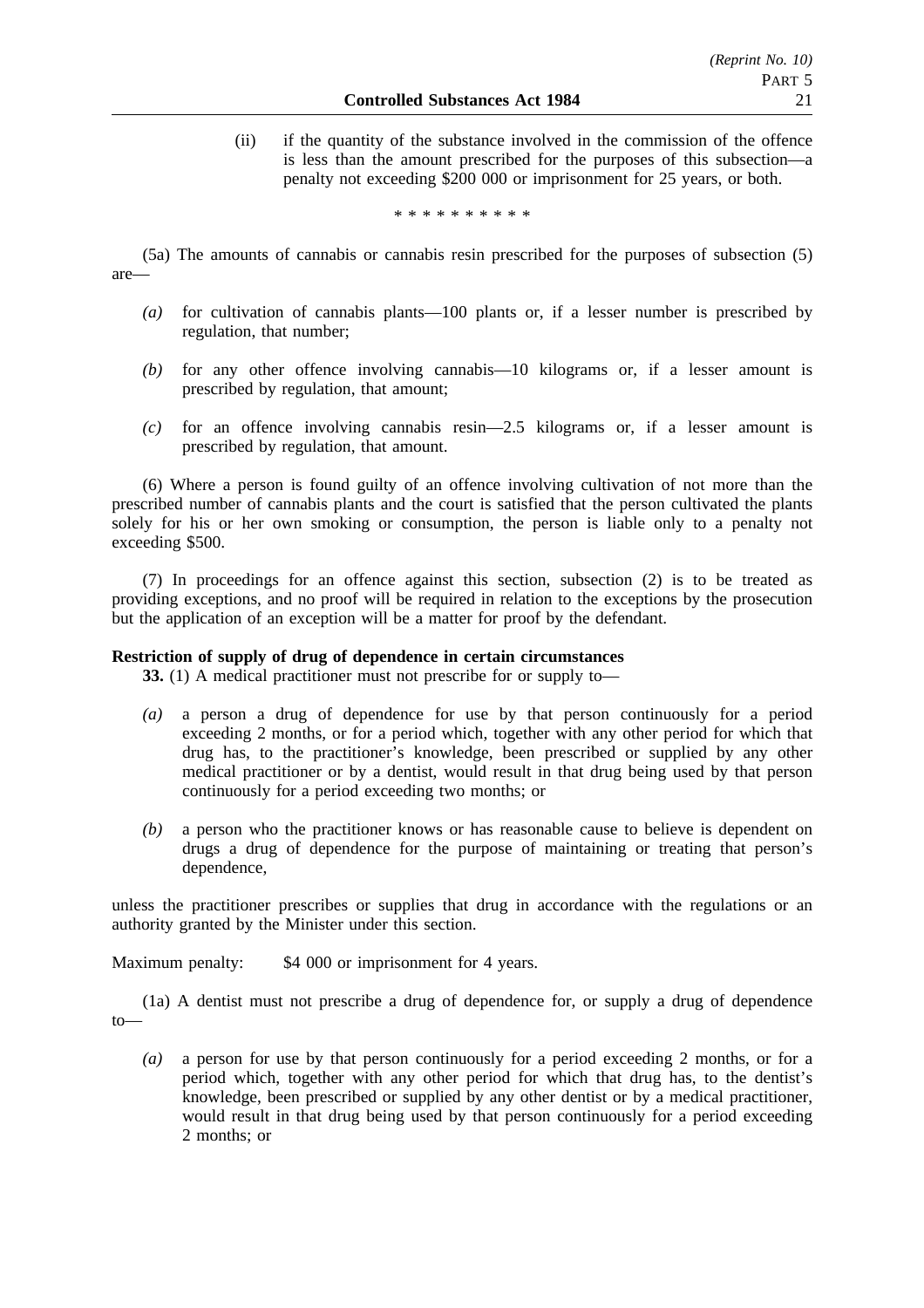(ii) if the quantity of the substance involved in the commission of the offence is less than the amount prescribed for the purposes of this subsection—a penalty not exceeding $200 000 or imprisonment for 25 years, or both.

\* \* \* \* \* \* \* \* \* \*

(5a) The amounts of cannabis or cannabis resin prescribed for the purposes of subsection (5) are—

*(a)* for cultivation of cannabis plants—100 plants or, if a lesser number is prescribed by regulation, that number;

*(b)* for any other offence involving cannabis—10 kilograms or, if a lesser amount is prescribed by regulation, that amount;

*(c)* for an offence involving cannabis resin—2.5 kilograms or, if a lesser amount is prescribed by regulation, that amount.

(6) Where a person is found guilty of an offence involving cultivation of not more than the prescribed number of cannabis plants and the court is satisfied that the person cultivated the plants solely for his or her own smoking or consumption, the person is liable only to a penalty not exceeding $500.

(7) In proceedings for an offence against this section, subsection (2) is to be treated as providing exceptions, and no proof will be required in relation to the exceptions by the prosecution but the application of an exception will be a matter for proof by the defendant.

**Restriction of supply of drug of dependence in certain circumstances**

**33.** (1) A medical practitioner must not prescribe for or supply to—

*(a)* a person a drug of dependence for use by that person continuously for a period exceeding 2 months, or for a period which, together with any other period for which that drug has, to the practitioner's knowledge, been prescribed or supplied by any other medical practitioner or by a dentist, would result in that drug being used by that person continuously for a period exceeding two months; or

*(b)* a person who the practitioner knows or has reasonable cause to believe is dependent on drugs a drug of dependence for the purpose of maintaining or treating that person's dependence,

unless the practitioner prescribes or supplies that drug in accordance with the regulations or an authority granted by the Minister under this section.

Maximum penalty: $4 000 or imprisonment for 4 years.

(1a) A dentist must not prescribe a drug of dependence for, or supply a drug of dependence to—

*(a)* a person for use by that person continuously for a period exceeding 2 months, or for a period which, together with any other period for which that drug has, to the dentist's knowledge, been prescribed or supplied by any other dentist or by a medical practitioner, would result in that drug being used by that person continuously for a period exceeding 2 months; or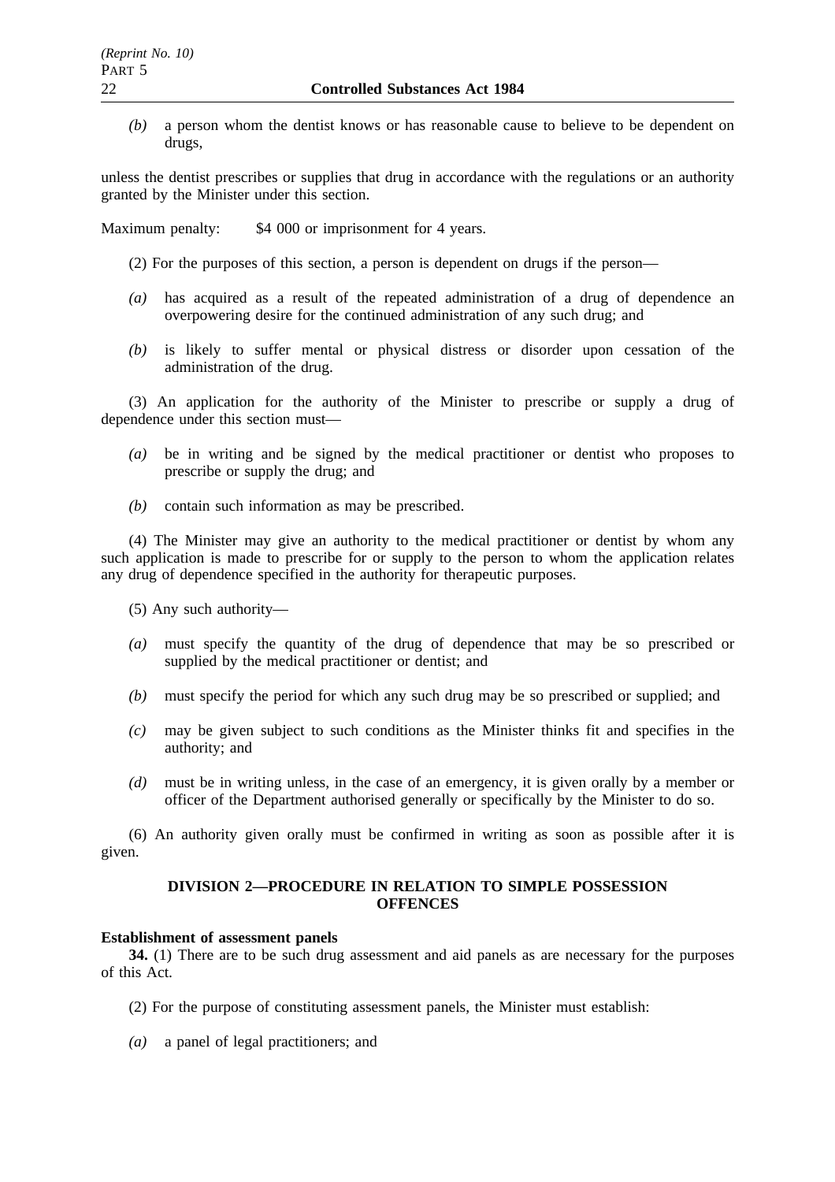*(b)* a person whom the dentist knows or has reasonable cause to believe to be dependent on drugs,

unless the dentist prescribes or supplies that drug in accordance with the regulations or an authority granted by the Minister under this section.

Maximum penalty: $4 000 or imprisonment for 4 years.

(2) For the purposes of this section, a person is dependent on drugs if the person—

*(a)* has acquired as a result of the repeated administration of a drug of dependence an overpowering desire for the continued administration of any such drug; and

*(b)* is likely to suffer mental or physical distress or disorder upon cessation of the administration of the drug.

(3) An application for the authority of the Minister to prescribe or supply a drug of dependence under this section must—

*(a)* be in writing and be signed by the medical practitioner or dentist who proposes to prescribe or supply the drug; and

*(b)* contain such information as may be prescribed.

(4) The Minister may give an authority to the medical practitioner or dentist by whom any such application is made to prescribe for or supply to the person to whom the application relates any drug of dependence specified in the authority for therapeutic purposes.

(5) Any such authority—

*(a)* must specify the quantity of the drug of dependence that may be so prescribed or supplied by the medical practitioner or dentist; and

*(b)* must specify the period for which any such drug may be so prescribed or supplied; and

*(c)* may be given subject to such conditions as the Minister thinks fit and specifies in the authority; and

*(d)* must be in writing unless, in the case of an emergency, it is given orally by a member or officer of the Department authorised generally or specifically by the Minister to do so.

(6) An authority given orally must be confirmed in writing as soon as possible after it is given.

## DIVISION 2—PROCEDURE IN RELATION TO SIMPLE POSSESSION OFFENCES

**Establishment of assessment panels**

**34.** (1) There are to be such drug assessment and aid panels as are necessary for the purposes of this Act.

(2) For the purpose of constituting assessment panels, the Minister must establish:

*(a)* a panel of legal practitioners; and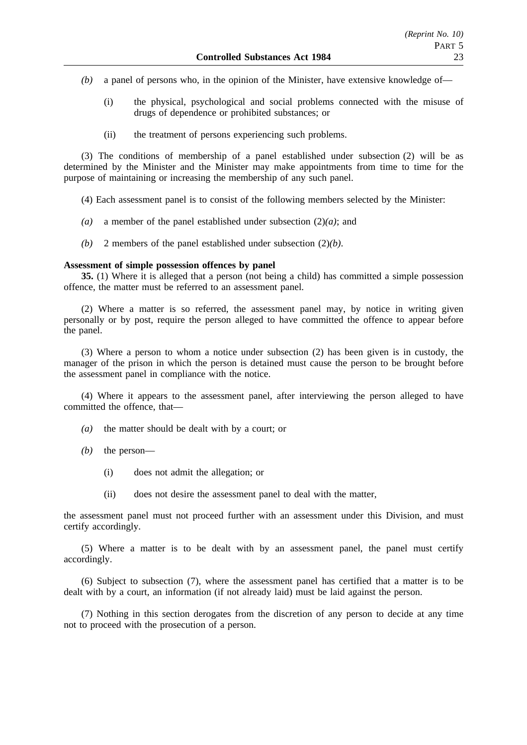*(b)* a panel of persons who, in the opinion of the Minister, have extensive knowledge of—

(i) the physical, psychological and social problems connected with the misuse of drugs of dependence or prohibited substances; or

(ii) the treatment of persons experiencing such problems.

(3) The conditions of membership of a panel established under subsection (2) will be as determined by the Minister and the Minister may make appointments from time to time for the purpose of maintaining or increasing the membership of any such panel.

(4) Each assessment panel is to consist of the following members selected by the Minister:

*(a)* a member of the panel established under subsection (2)*(a)*; and

*(b)* 2 members of the panel established under subsection (2)*(b)*.

**Assessment of simple possession offences by panel**

**35.** (1) Where it is alleged that a person (not being a child) has committed a simple possession offence, the matter must be referred to an assessment panel.

(2) Where a matter is so referred, the assessment panel may, by notice in writing given personally or by post, require the person alleged to have committed the offence to appear before the panel.

(3) Where a person to whom a notice under subsection (2) has been given is in custody, the manager of the prison in which the person is detained must cause the person to be brought before the assessment panel in compliance with the notice.

(4) Where it appears to the assessment panel, after interviewing the person alleged to have committed the offence, that—

*(a)* the matter should be dealt with by a court; or

*(b)* the person—

(i) does not admit the allegation; or

(ii) does not desire the assessment panel to deal with the matter,

the assessment panel must not proceed further with an assessment under this Division, and must certify accordingly.

(5) Where a matter is to be dealt with by an assessment panel, the panel must certify accordingly.

(6) Subject to subsection (7), where the assessment panel has certified that a matter is to be dealt with by a court, an information (if not already laid) must be laid against the person.

(7) Nothing in this section derogates from the discretion of any person to decide at any time not to proceed with the prosecution of a person.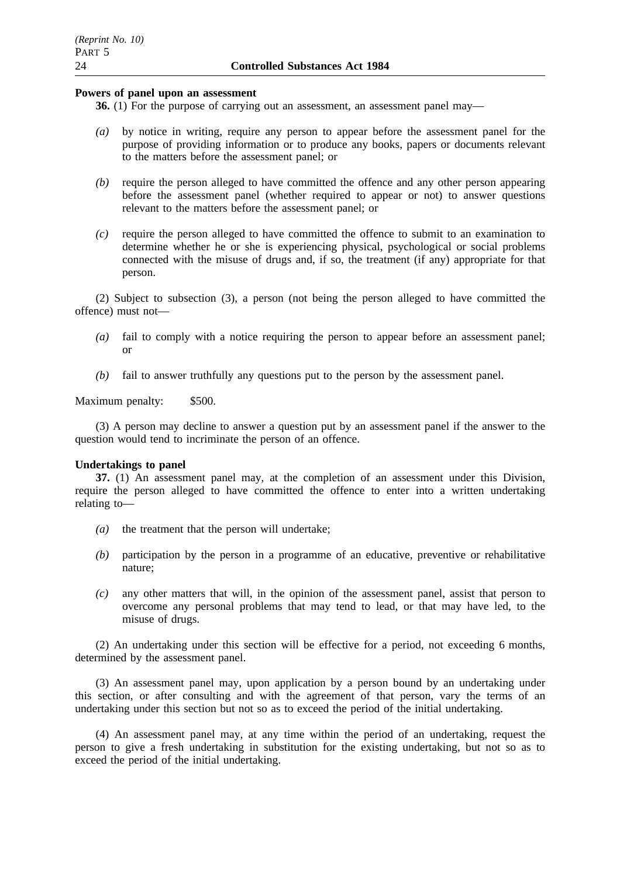**Powers of panel upon an assessment**

**36.** (1) For the purpose of carrying out an assessment, an assessment panel may—

*(a)* by notice in writing, require any person to appear before the assessment panel for the purpose of providing information or to produce any books, papers or documents relevant to the matters before the assessment panel; or

*(b)* require the person alleged to have committed the offence and any other person appearing before the assessment panel (whether required to appear or not) to answer questions relevant to the matters before the assessment panel; or

*(c)* require the person alleged to have committed the offence to submit to an examination to determine whether he or she is experiencing physical, psychological or social problems connected with the misuse of drugs and, if so, the treatment (if any) appropriate for that person.

(2) Subject to subsection (3), a person (not being the person alleged to have committed the offence) must not—

*(a)* fail to comply with a notice requiring the person to appear before an assessment panel; or

*(b)* fail to answer truthfully any questions put to the person by the assessment panel.

Maximum penalty: $500.

(3) A person may decline to answer a question put by an assessment panel if the answer to the question would tend to incriminate the person of an offence.

**Undertakings to panel**

**37.** (1) An assessment panel may, at the completion of an assessment under this Division, require the person alleged to have committed the offence to enter into a written undertaking relating to—

*(a)* the treatment that the person will undertake;

*(b)* participation by the person in a programme of an educative, preventive or rehabilitative nature;

*(c)* any other matters that will, in the opinion of the assessment panel, assist that person to overcome any personal problems that may tend to lead, or that may have led, to the misuse of drugs.

(2) An undertaking under this section will be effective for a period, not exceeding 6 months, determined by the assessment panel.

(3) An assessment panel may, upon application by a person bound by an undertaking under this section, or after consulting and with the agreement of that person, vary the terms of an undertaking under this section but not so as to exceed the period of the initial undertaking.

(4) An assessment panel may, at any time within the period of an undertaking, request the person to give a fresh undertaking in substitution for the existing undertaking, but not so as to exceed the period of the initial undertaking.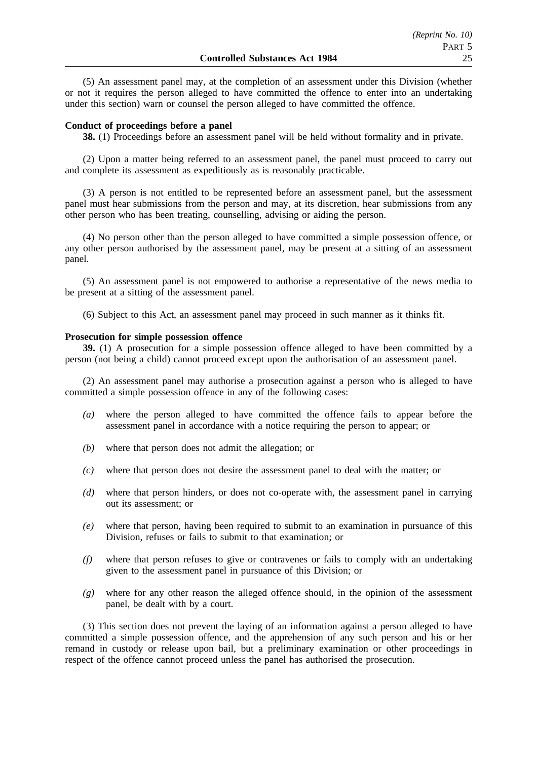(5) An assessment panel may, at the completion of an assessment under this Division (whether or not it requires the person alleged to have committed the offence to enter into an undertaking under this section) warn or counsel the person alleged to have committed the offence.

**Conduct of proceedings before a panel**

**38.** (1) Proceedings before an assessment panel will be held without formality and in private.

(2) Upon a matter being referred to an assessment panel, the panel must proceed to carry out and complete its assessment as expeditiously as is reasonably practicable.

(3) A person is not entitled to be represented before an assessment panel, but the assessment panel must hear submissions from the person and may, at its discretion, hear submissions from any other person who has been treating, counselling, advising or aiding the person.

(4) No person other than the person alleged to have committed a simple possession offence, or any other person authorised by the assessment panel, may be present at a sitting of an assessment panel.

(5) An assessment panel is not empowered to authorise a representative of the news media to be present at a sitting of the assessment panel.

(6) Subject to this Act, an assessment panel may proceed in such manner as it thinks fit.

**Prosecution for simple possession offence**

**39.** (1) A prosecution for a simple possession offence alleged to have been committed by a person (not being a child) cannot proceed except upon the authorisation of an assessment panel.

(2) An assessment panel may authorise a prosecution against a person who is alleged to have committed a simple possession offence in any of the following cases:

*(a)* where the person alleged to have committed the offence fails to appear before the assessment panel in accordance with a notice requiring the person to appear; or

*(b)* where that person does not admit the allegation; or

*(c)* where that person does not desire the assessment panel to deal with the matter; or

*(d)* where that person hinders, or does not co-operate with, the assessment panel in carrying out its assessment; or

*(e)* where that person, having been required to submit to an examination in pursuance of this Division, refuses or fails to submit to that examination; or

*(f)* where that person refuses to give or contravenes or fails to comply with an undertaking given to the assessment panel in pursuance of this Division; or

*(g)* where for any other reason the alleged offence should, in the opinion of the assessment panel, be dealt with by a court.

(3) This section does not prevent the laying of an information against a person alleged to have committed a simple possession offence, and the apprehension of any such person and his or her remand in custody or release upon bail, but a preliminary examination or other proceedings in respect of the offence cannot proceed unless the panel has authorised the prosecution.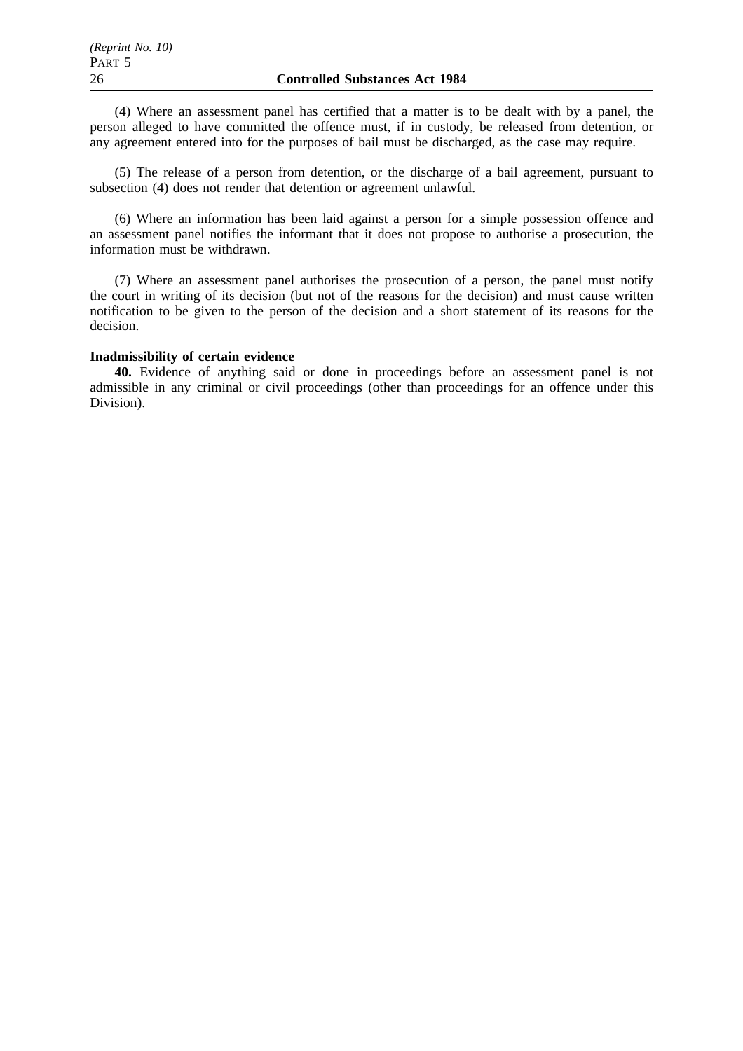(4) Where an assessment panel has certified that a matter is to be dealt with by a panel, the person alleged to have committed the offence must, if in custody, be released from detention, or any agreement entered into for the purposes of bail must be discharged, as the case may require.

(5) The release of a person from detention, or the discharge of a bail agreement, pursuant to subsection (4) does not render that detention or agreement unlawful.

(6) Where an information has been laid against a person for a simple possession offence and an assessment panel notifies the informant that it does not propose to authorise a prosecution, the information must be withdrawn.

(7) Where an assessment panel authorises the prosecution of a person, the panel must notify the court in writing of its decision (but not of the reasons for the decision) and must cause written notification to be given to the person of the decision and a short statement of its reasons for the decision.

**Inadmissibility of certain evidence**

**40.** Evidence of anything said or done in proceedings before an assessment panel is not admissible in any criminal or civil proceedings (other than proceedings for an offence under this Division).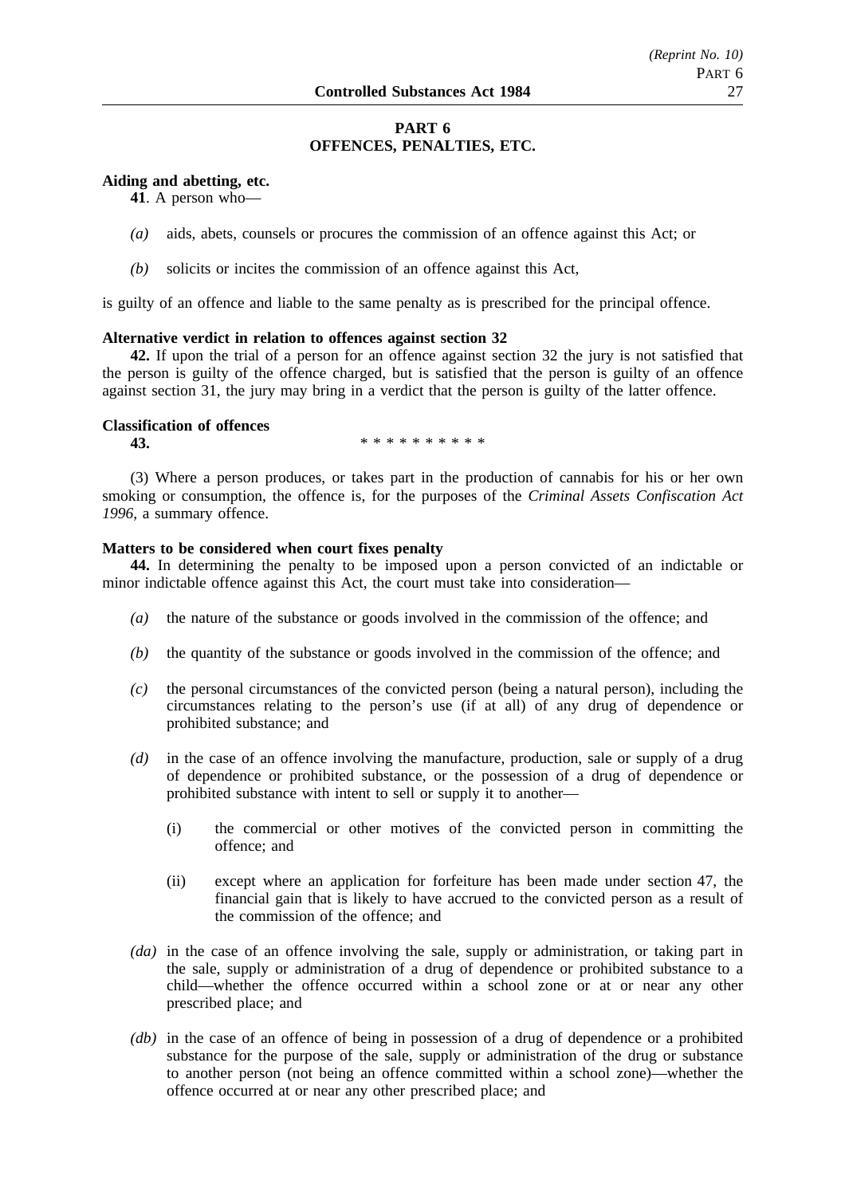## PART 6
## OFFENCES, PENALTIES, ETC.

**Aiding and abetting, etc.**

**41**. A person who—

*(a)* aids, abets, counsels or procures the commission of an offence against this Act; or

*(b)* solicits or incites the commission of an offence against this Act,

is guilty of an offence and liable to the same penalty as is prescribed for the principal offence.

**Alternative verdict in relation to offences against section 32**

**42.** If upon the trial of a person for an offence against section 32 the jury is not satisfied that the person is guilty of the offence charged, but is satisfied that the person is guilty of an offence against section 31, the jury may bring in a verdict that the person is guilty of the latter offence.

**Classification of offences**

**43.** * * * * * * * * * *

(3) Where a person produces, or takes part in the production of cannabis for his or her own smoking or consumption, the offence is, for the purposes of the *Criminal Assets Confiscation Act 1996*, a summary offence.

**Matters to be considered when court fixes penalty**

**44.** In determining the penalty to be imposed upon a person convicted of an indictable or minor indictable offence against this Act, the court must take into consideration—

*(a)* the nature of the substance or goods involved in the commission of the offence; and

*(b)* the quantity of the substance or goods involved in the commission of the offence; and

*(c)* the personal circumstances of the convicted person (being a natural person), including the circumstances relating to the person's use (if at all) of any drug of dependence or prohibited substance; and

*(d)* in the case of an offence involving the manufacture, production, sale or supply of a drug of dependence or prohibited substance, or the possession of a drug of dependence or prohibited substance with intent to sell or supply it to another—

(i) the commercial or other motives of the convicted person in committing the offence; and

(ii) except where an application for forfeiture has been made under section 47, the financial gain that is likely to have accrued to the convicted person as a result of the commission of the offence; and

*(da)* in the case of an offence involving the sale, supply or administration, or taking part in the sale, supply or administration of a drug of dependence or prohibited substance to a child—whether the offence occurred within a school zone or at or near any other prescribed place; and

*(db)* in the case of an offence of being in possession of a drug of dependence or a prohibited substance for the purpose of the sale, supply or administration of the drug or substance to another person (not being an offence committed within a school zone)—whether the offence occurred at or near any other prescribed place; and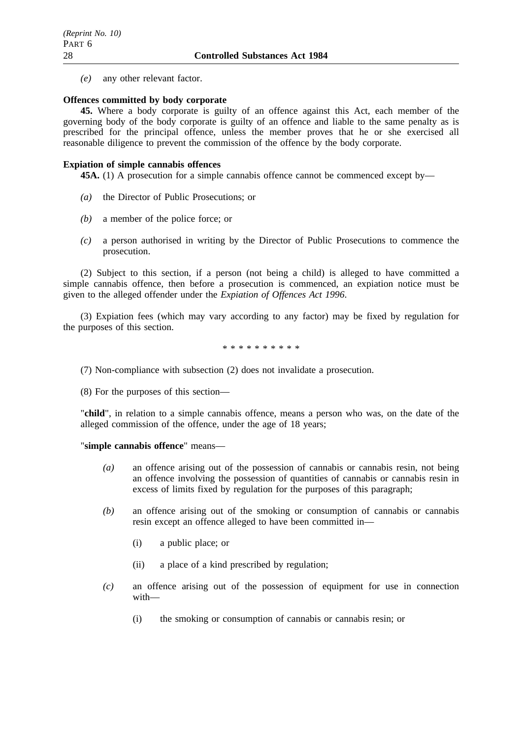*(e)* any other relevant factor.

**Offences committed by body corporate**

**45.** Where a body corporate is guilty of an offence against this Act, each member of the governing body of the body corporate is guilty of an offence and liable to the same penalty as is prescribed for the principal offence, unless the member proves that he or she exercised all reasonable diligence to prevent the commission of the offence by the body corporate.

**Expiation of simple cannabis offences**

**45A.** (1) A prosecution for a simple cannabis offence cannot be commenced except by—

*(a)* the Director of Public Prosecutions; or

*(b)* a member of the police force; or

*(c)* a person authorised in writing by the Director of Public Prosecutions to commence the prosecution.

(2) Subject to this section, if a person (not being a child) is alleged to have committed a simple cannabis offence, then before a prosecution is commenced, an expiation notice must be given to the alleged offender under the *Expiation of Offences Act 1996*.

(3) Expiation fees (which may vary according to any factor) may be fixed by regulation for the purposes of this section.

* * * * * * * * * *

(7) Non-compliance with subsection (2) does not invalidate a prosecution.

(8) For the purposes of this section—

"**child**", in relation to a simple cannabis offence, means a person who was, on the date of the alleged commission of the offence, under the age of 18 years;

"**simple cannabis offence**" means—

*(a)* an offence arising out of the possession of cannabis or cannabis resin, not being an offence involving the possession of quantities of cannabis or cannabis resin in excess of limits fixed by regulation for the purposes of this paragraph;

*(b)* an offence arising out of the smoking or consumption of cannabis or cannabis resin except an offence alleged to have been committed in—

(i) a public place; or

(ii) a place of a kind prescribed by regulation;

*(c)* an offence arising out of the possession of equipment for use in connection with—

(i) the smoking or consumption of cannabis or cannabis resin; or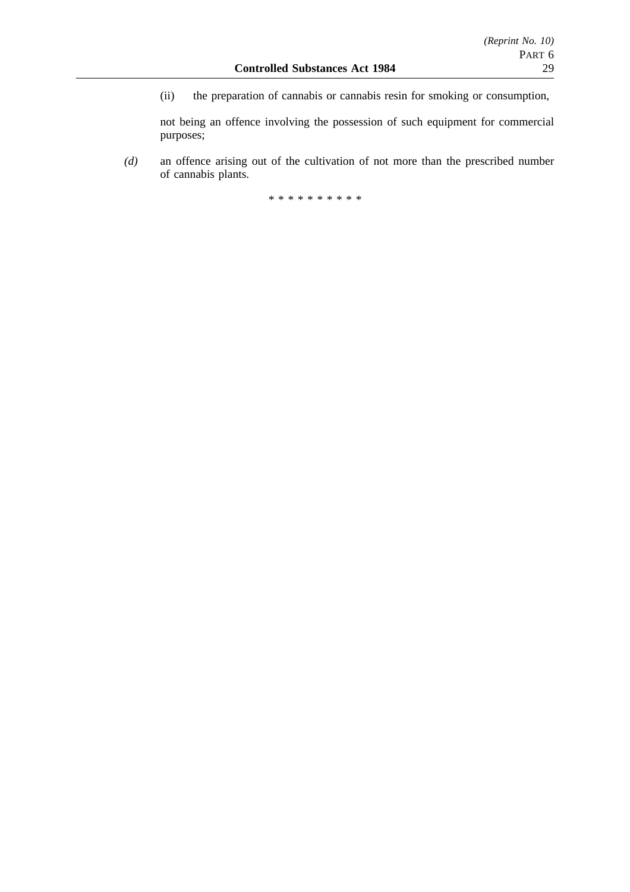(ii) the preparation of cannabis or cannabis resin for smoking or consumption,

not being an offence involving the possession of such equipment for commercial purposes;

*(d)* an offence arising out of the cultivation of not more than the prescribed number of cannabis plants.

* * * * * * * * * *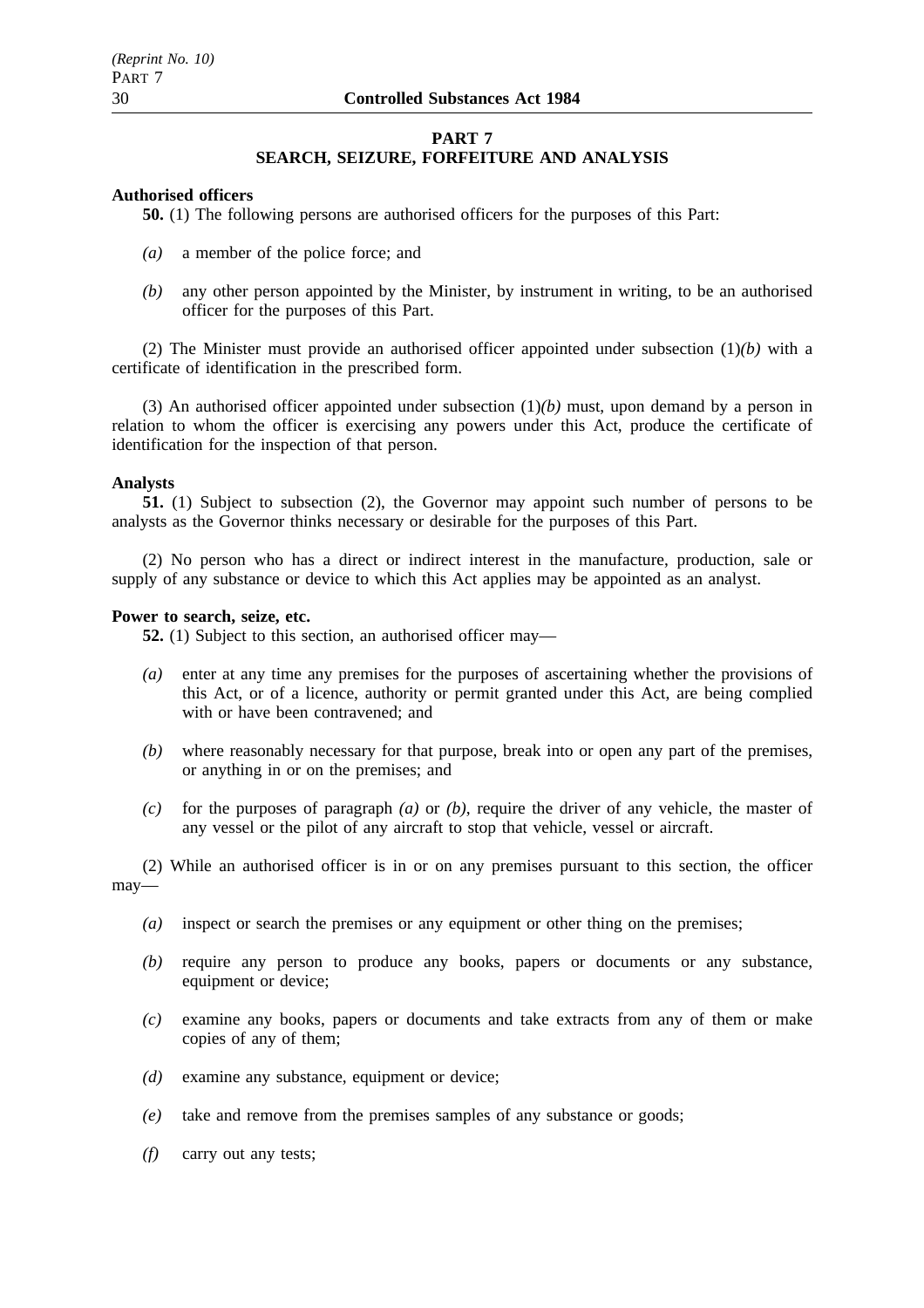## PART 7
## SEARCH, SEIZURE, FORFEITURE AND ANALYSIS

**Authorised officers**

**50.** (1) The following persons are authorised officers for the purposes of this Part:

*(a)* a member of the police force; and

*(b)* any other person appointed by the Minister, by instrument in writing, to be an authorised officer for the purposes of this Part.

(2) The Minister must provide an authorised officer appointed under subsection (1)*(b)* with a certificate of identification in the prescribed form.

(3) An authorised officer appointed under subsection (1)*(b)* must, upon demand by a person in relation to whom the officer is exercising any powers under this Act, produce the certificate of identification for the inspection of that person.

**Analysts**

**51.** (1) Subject to subsection (2), the Governor may appoint such number of persons to be analysts as the Governor thinks necessary or desirable for the purposes of this Part.

(2) No person who has a direct or indirect interest in the manufacture, production, sale or supply of any substance or device to which this Act applies may be appointed as an analyst.

**Power to search, seize, etc.**

**52.** (1) Subject to this section, an authorised officer may—

*(a)* enter at any time any premises for the purposes of ascertaining whether the provisions of this Act, or of a licence, authority or permit granted under this Act, are being complied with or have been contravened; and

*(b)* where reasonably necessary for that purpose, break into or open any part of the premises, or anything in or on the premises; and

*(c)* for the purposes of paragraph *(a)* or *(b)*, require the driver of any vehicle, the master of any vessel or the pilot of any aircraft to stop that vehicle, vessel or aircraft.

(2) While an authorised officer is in or on any premises pursuant to this section, the officer may—

*(a)* inspect or search the premises or any equipment or other thing on the premises;

*(b)* require any person to produce any books, papers or documents or any substance, equipment or device;

*(c)* examine any books, papers or documents and take extracts from any of them or make copies of any of them;

*(d)* examine any substance, equipment or device;

*(e)* take and remove from the premises samples of any substance or goods;

*(f)* carry out any tests;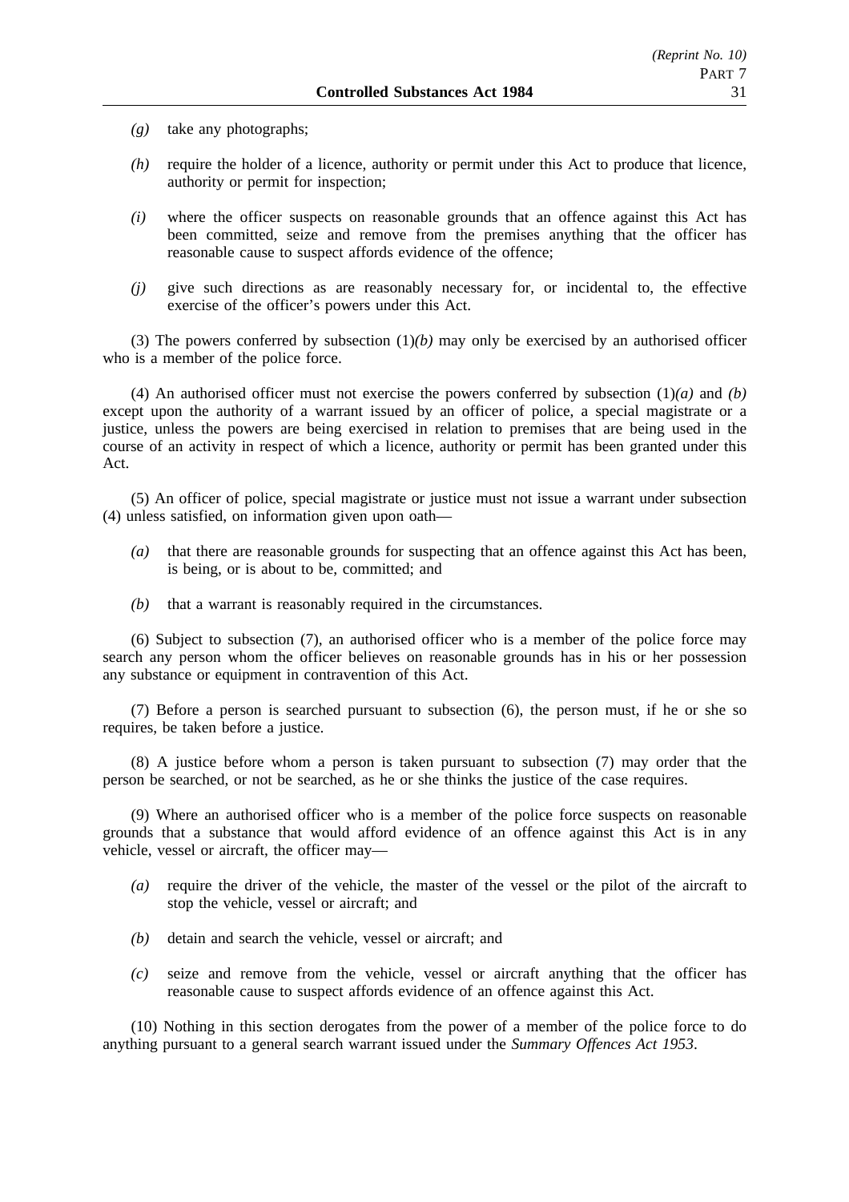*(g)* take any photographs;

*(h)* require the holder of a licence, authority or permit under this Act to produce that licence, authority or permit for inspection;

*(i)* where the officer suspects on reasonable grounds that an offence against this Act has been committed, seize and remove from the premises anything that the officer has reasonable cause to suspect affords evidence of the offence;

*(j)* give such directions as are reasonably necessary for, or incidental to, the effective exercise of the officer's powers under this Act.

(3) The powers conferred by subsection (1)*(b)* may only be exercised by an authorised officer who is a member of the police force.

(4) An authorised officer must not exercise the powers conferred by subsection (1)*(a)* and *(b)* except upon the authority of a warrant issued by an officer of police, a special magistrate or a justice, unless the powers are being exercised in relation to premises that are being used in the course of an activity in respect of which a licence, authority or permit has been granted under this Act.

(5) An officer of police, special magistrate or justice must not issue a warrant under subsection (4) unless satisfied, on information given upon oath—

*(a)* that there are reasonable grounds for suspecting that an offence against this Act has been, is being, or is about to be, committed; and

*(b)* that a warrant is reasonably required in the circumstances.

(6) Subject to subsection (7), an authorised officer who is a member of the police force may search any person whom the officer believes on reasonable grounds has in his or her possession any substance or equipment in contravention of this Act.

(7) Before a person is searched pursuant to subsection (6), the person must, if he or she so requires, be taken before a justice.

(8) A justice before whom a person is taken pursuant to subsection (7) may order that the person be searched, or not be searched, as he or she thinks the justice of the case requires.

(9) Where an authorised officer who is a member of the police force suspects on reasonable grounds that a substance that would afford evidence of an offence against this Act is in any vehicle, vessel or aircraft, the officer may—

*(a)* require the driver of the vehicle, the master of the vessel or the pilot of the aircraft to stop the vehicle, vessel or aircraft; and

*(b)* detain and search the vehicle, vessel or aircraft; and

*(c)* seize and remove from the vehicle, vessel or aircraft anything that the officer has reasonable cause to suspect affords evidence of an offence against this Act.

(10) Nothing in this section derogates from the power of a member of the police force to do anything pursuant to a general search warrant issued under the *Summary Offences Act 1953*.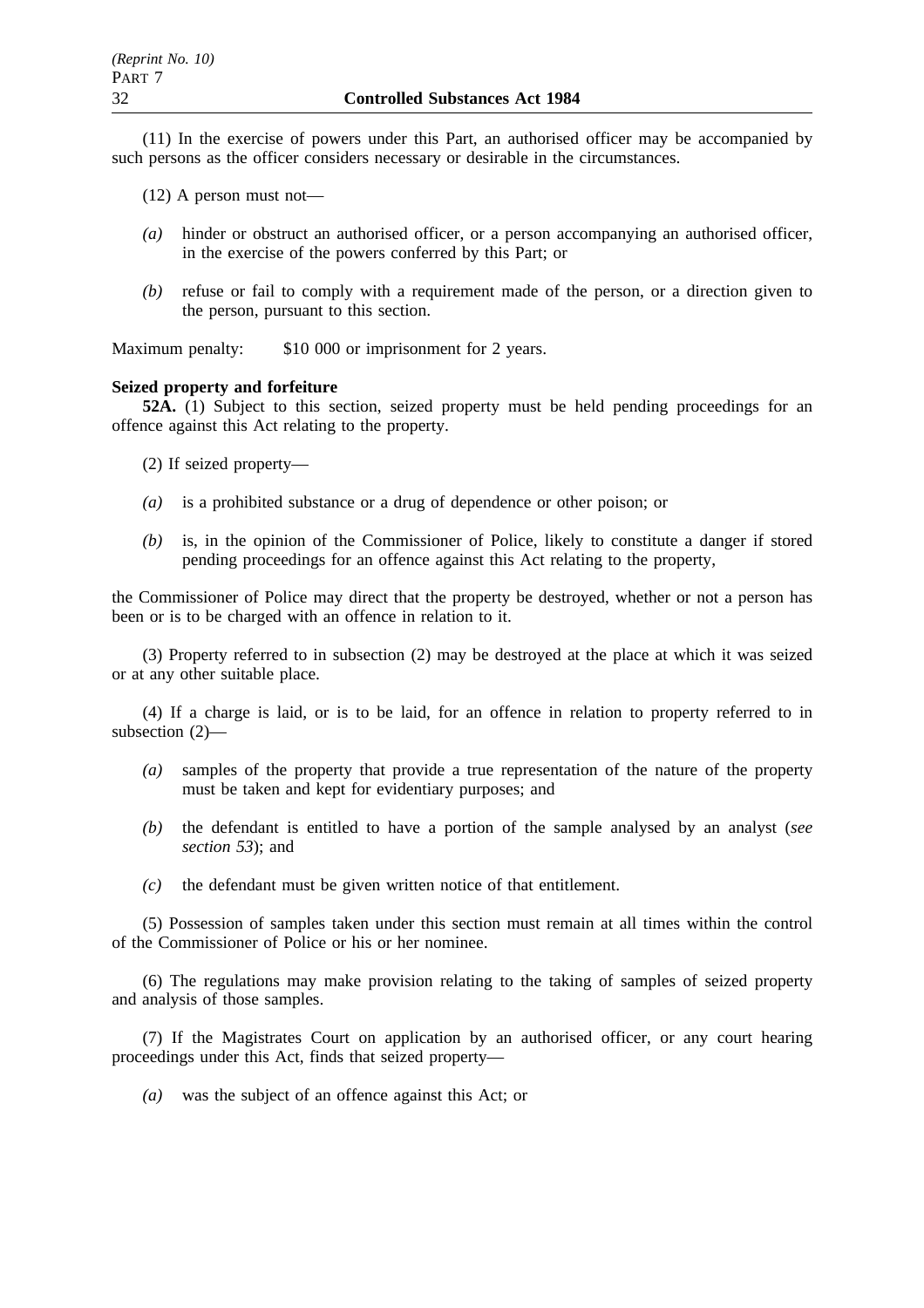(11) In the exercise of powers under this Part, an authorised officer may be accompanied by such persons as the officer considers necessary or desirable in the circumstances.

(12) A person must not—

*(a)* hinder or obstruct an authorised officer, or a person accompanying an authorised officer, in the exercise of the powers conferred by this Part; or

*(b)* refuse or fail to comply with a requirement made of the person, or a direction given to the person, pursuant to this section.

Maximum penalty: $10 000 or imprisonment for 2 years.

**Seized property and forfeiture**

**52A.** (1) Subject to this section, seized property must be held pending proceedings for an offence against this Act relating to the property.

(2) If seized property—

*(a)* is a prohibited substance or a drug of dependence or other poison; or

*(b)* is, in the opinion of the Commissioner of Police, likely to constitute a danger if stored pending proceedings for an offence against this Act relating to the property,

the Commissioner of Police may direct that the property be destroyed, whether or not a person has been or is to be charged with an offence in relation to it.

(3) Property referred to in subsection (2) may be destroyed at the place at which it was seized or at any other suitable place.

(4) If a charge is laid, or is to be laid, for an offence in relation to property referred to in subsection (2)—

*(a)* samples of the property that provide a true representation of the nature of the property must be taken and kept for evidentiary purposes; and

*(b)* the defendant is entitled to have a portion of the sample analysed by an analyst (*see section 53*); and

*(c)* the defendant must be given written notice of that entitlement.

(5) Possession of samples taken under this section must remain at all times within the control of the Commissioner of Police or his or her nominee.

(6) The regulations may make provision relating to the taking of samples of seized property and analysis of those samples.

(7) If the Magistrates Court on application by an authorised officer, or any court hearing proceedings under this Act, finds that seized property—

*(a)* was the subject of an offence against this Act; or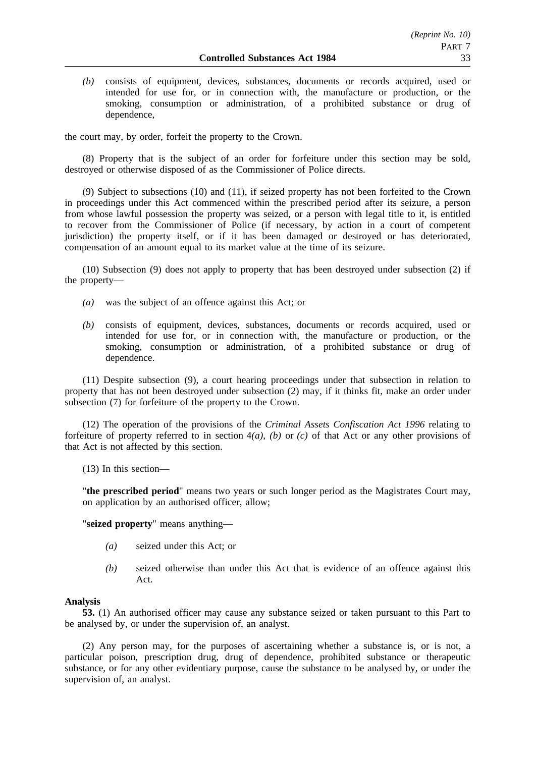*(b)* consists of equipment, devices, substances, documents or records acquired, used or intended for use for, or in connection with, the manufacture or production, or the smoking, consumption or administration, of a prohibited substance or drug of dependence,

the court may, by order, forfeit the property to the Crown.

(8) Property that is the subject of an order for forfeiture under this section may be sold, destroyed or otherwise disposed of as the Commissioner of Police directs.

(9) Subject to subsections (10) and (11), if seized property has not been forfeited to the Crown in proceedings under this Act commenced within the prescribed period after its seizure, a person from whose lawful possession the property was seized, or a person with legal title to it, is entitled to recover from the Commissioner of Police (if necessary, by action in a court of competent jurisdiction) the property itself, or if it has been damaged or destroyed or has deteriorated, compensation of an amount equal to its market value at the time of its seizure.

(10) Subsection (9) does not apply to property that has been destroyed under subsection (2) if the property—

*(a)* was the subject of an offence against this Act; or

*(b)* consists of equipment, devices, substances, documents or records acquired, used or intended for use for, or in connection with, the manufacture or production, or the smoking, consumption or administration, of a prohibited substance or drug of dependence.

(11) Despite subsection (9), a court hearing proceedings under that subsection in relation to property that has not been destroyed under subsection (2) may, if it thinks fit, make an order under subsection (7) for forfeiture of the property to the Crown.

(12) The operation of the provisions of the *Criminal Assets Confiscation Act 1996* relating to forfeiture of property referred to in section 4*(a)*, *(b)* or *(c)* of that Act or any other provisions of that Act is not affected by this section.

(13) In this section—

"**the prescribed period**" means two years or such longer period as the Magistrates Court may, on application by an authorised officer, allow;

"**seized property**" means anything—

*(a)* seized under this Act; or

*(b)* seized otherwise than under this Act that is evidence of an offence against this Act.

**Analysis**

**53.** (1) An authorised officer may cause any substance seized or taken pursuant to this Part to be analysed by, or under the supervision of, an analyst.

(2) Any person may, for the purposes of ascertaining whether a substance is, or is not, a particular poison, prescription drug, drug of dependence, prohibited substance or therapeutic substance, or for any other evidentiary purpose, cause the substance to be analysed by, or under the supervision of, an analyst.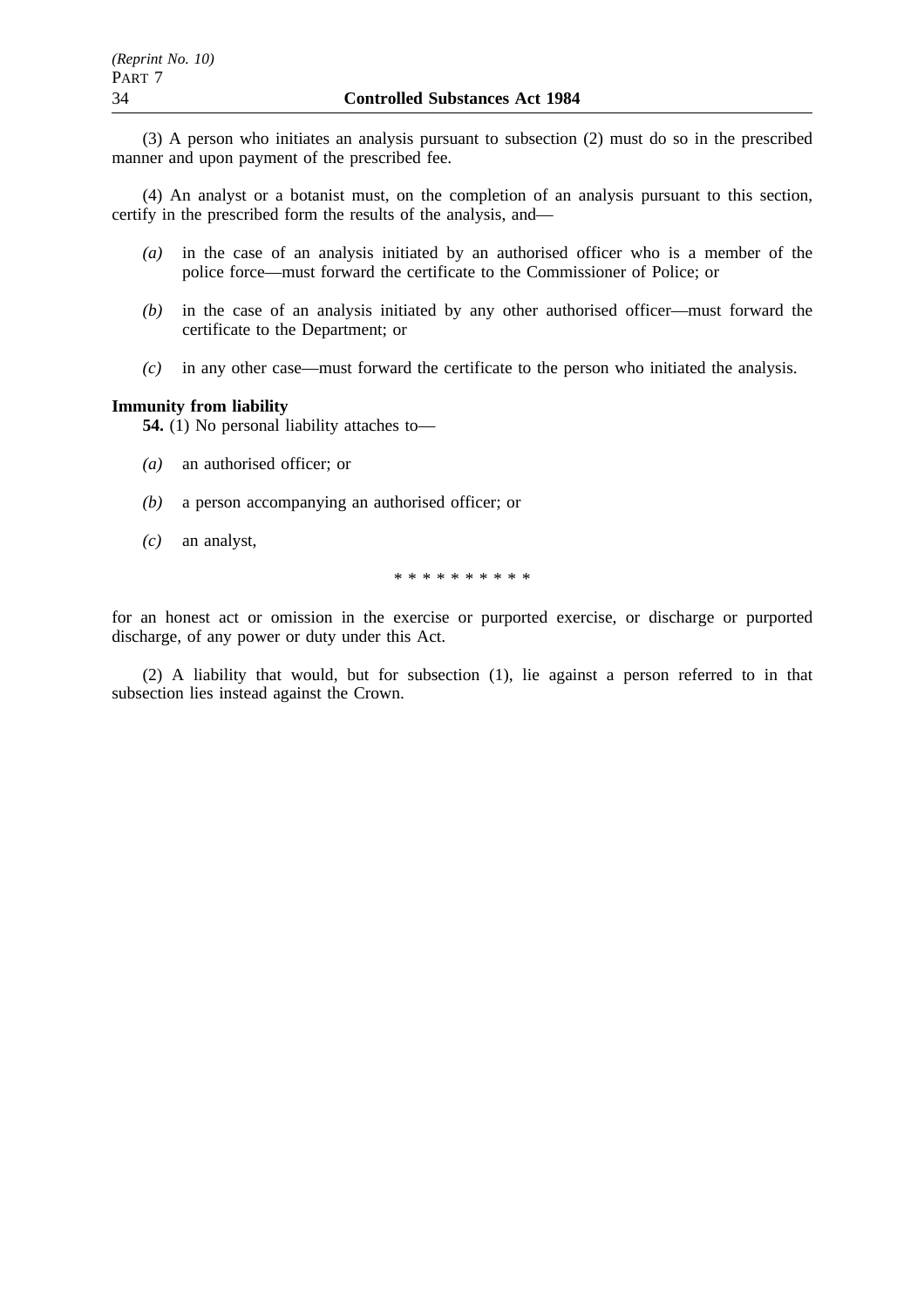(3) A person who initiates an analysis pursuant to subsection (2) must do so in the prescribed manner and upon payment of the prescribed fee.

(4) An analyst or a botanist must, on the completion of an analysis pursuant to this section, certify in the prescribed form the results of the analysis, and—

*(a)* in the case of an analysis initiated by an authorised officer who is a member of the police force—must forward the certificate to the Commissioner of Police; or

*(b)* in the case of an analysis initiated by any other authorised officer—must forward the certificate to the Department; or

*(c)* in any other case—must forward the certificate to the person who initiated the analysis.

**Immunity from liability**

**54.** (1) No personal liability attaches to—

*(a)* an authorised officer; or

*(b)* a person accompanying an authorised officer; or

*(c)* an analyst,

* * * * * * * * * *

for an honest act or omission in the exercise or purported exercise, or discharge or purported discharge, of any power or duty under this Act.

(2) A liability that would, but for subsection (1), lie against a person referred to in that subsection lies instead against the Crown.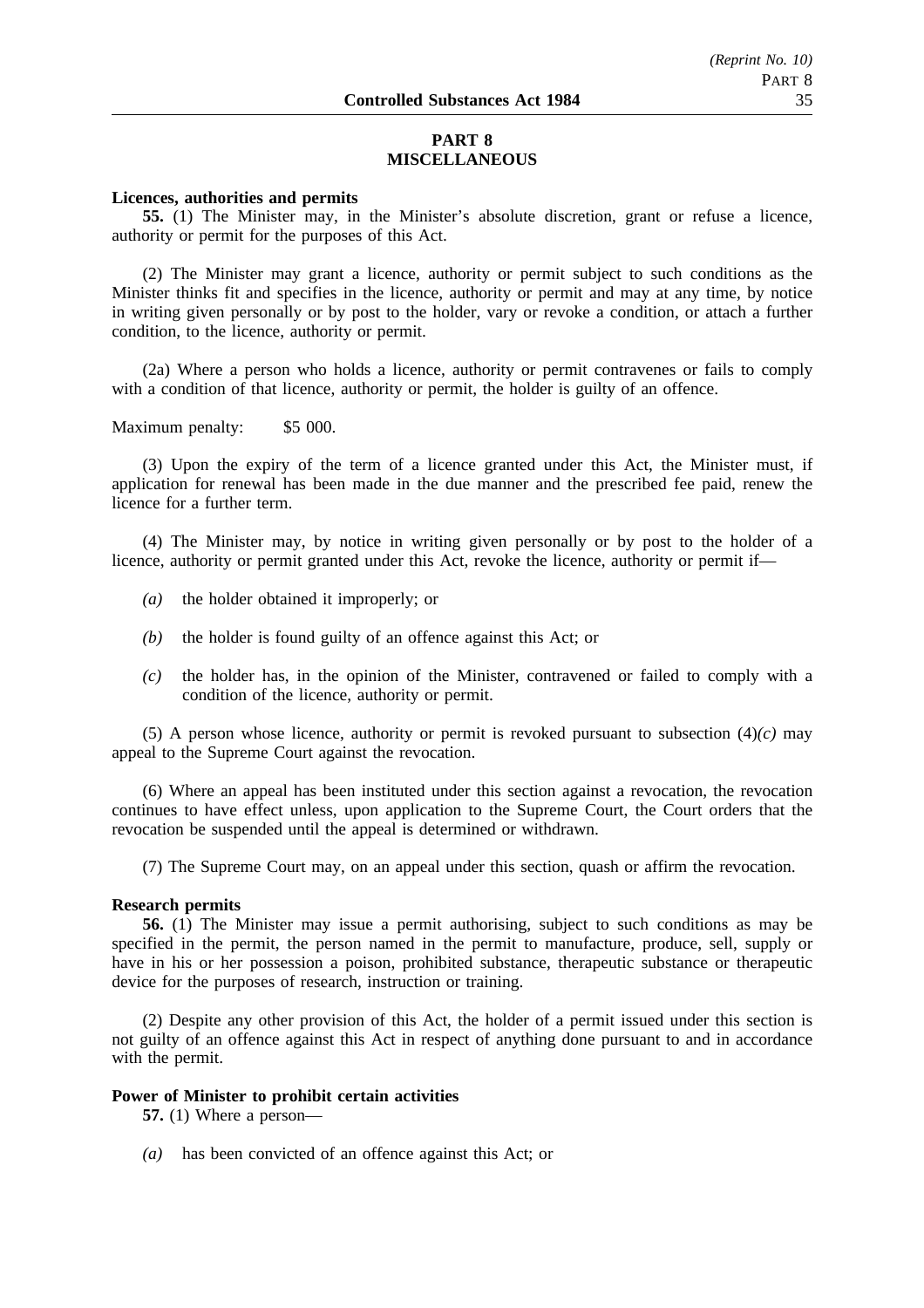## PART 8
## MISCELLANEOUS

**Licences, authorities and permits**

**55.** (1) The Minister may, in the Minister's absolute discretion, grant or refuse a licence, authority or permit for the purposes of this Act.

(2) The Minister may grant a licence, authority or permit subject to such conditions as the Minister thinks fit and specifies in the licence, authority or permit and may at any time, by notice in writing given personally or by post to the holder, vary or revoke a condition, or attach a further condition, to the licence, authority or permit.

(2a) Where a person who holds a licence, authority or permit contravenes or fails to comply with a condition of that licence, authority or permit, the holder is guilty of an offence.

Maximum penalty: $5 000.

(3) Upon the expiry of the term of a licence granted under this Act, the Minister must, if application for renewal has been made in the due manner and the prescribed fee paid, renew the licence for a further term.

(4) The Minister may, by notice in writing given personally or by post to the holder of a licence, authority or permit granted under this Act, revoke the licence, authority or permit if—

*(a)* the holder obtained it improperly; or

*(b)* the holder is found guilty of an offence against this Act; or

*(c)* the holder has, in the opinion of the Minister, contravened or failed to comply with a condition of the licence, authority or permit.

(5) A person whose licence, authority or permit is revoked pursuant to subsection (4)*(c)* may appeal to the Supreme Court against the revocation.

(6) Where an appeal has been instituted under this section against a revocation, the revocation continues to have effect unless, upon application to the Supreme Court, the Court orders that the revocation be suspended until the appeal is determined or withdrawn.

(7) The Supreme Court may, on an appeal under this section, quash or affirm the revocation.

**Research permits**

**56.** (1) The Minister may issue a permit authorising, subject to such conditions as may be specified in the permit, the person named in the permit to manufacture, produce, sell, supply or have in his or her possession a poison, prohibited substance, therapeutic substance or therapeutic device for the purposes of research, instruction or training.

(2) Despite any other provision of this Act, the holder of a permit issued under this section is not guilty of an offence against this Act in respect of anything done pursuant to and in accordance with the permit.

**Power of Minister to prohibit certain activities**

**57.** (1) Where a person—

*(a)* has been convicted of an offence against this Act; or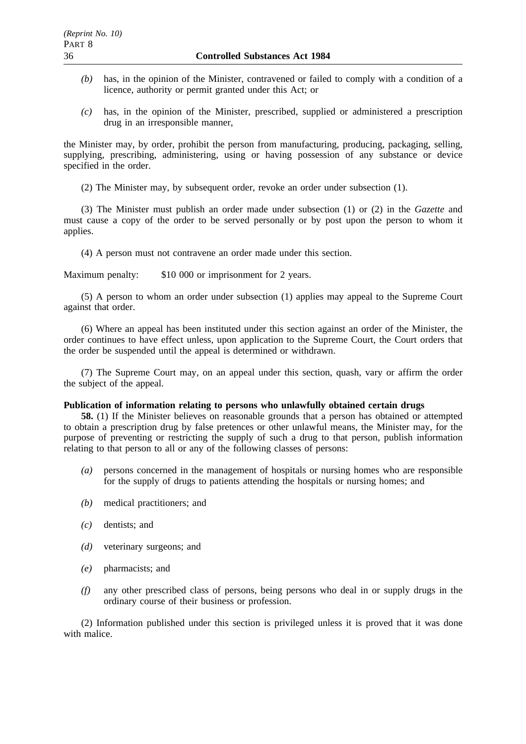*(b)* has, in the opinion of the Minister, contravened or failed to comply with a condition of a licence, authority or permit granted under this Act; or

*(c)* has, in the opinion of the Minister, prescribed, supplied or administered a prescription drug in an irresponsible manner,

the Minister may, by order, prohibit the person from manufacturing, producing, packaging, selling, supplying, prescribing, administering, using or having possession of any substance or device specified in the order.

(2) The Minister may, by subsequent order, revoke an order under subsection (1).

(3) The Minister must publish an order made under subsection (1) or (2) in the *Gazette* and must cause a copy of the order to be served personally or by post upon the person to whom it applies.

(4) A person must not contravene an order made under this section.

Maximum penalty: $10 000 or imprisonment for 2 years.

(5) A person to whom an order under subsection (1) applies may appeal to the Supreme Court against that order.

(6) Where an appeal has been instituted under this section against an order of the Minister, the order continues to have effect unless, upon application to the Supreme Court, the Court orders that the order be suspended until the appeal is determined or withdrawn.

(7) The Supreme Court may, on an appeal under this section, quash, vary or affirm the order the subject of the appeal.

**Publication of information relating to persons who unlawfully obtained certain drugs**

**58.** (1) If the Minister believes on reasonable grounds that a person has obtained or attempted to obtain a prescription drug by false pretences or other unlawful means, the Minister may, for the purpose of preventing or restricting the supply of such a drug to that person, publish information relating to that person to all or any of the following classes of persons:

*(a)* persons concerned in the management of hospitals or nursing homes who are responsible for the supply of drugs to patients attending the hospitals or nursing homes; and

*(b)* medical practitioners; and

*(c)* dentists; and

*(d)* veterinary surgeons; and

*(e)* pharmacists; and

*(f)* any other prescribed class of persons, being persons who deal in or supply drugs in the ordinary course of their business or profession.

(2) Information published under this section is privileged unless it is proved that it was done with malice.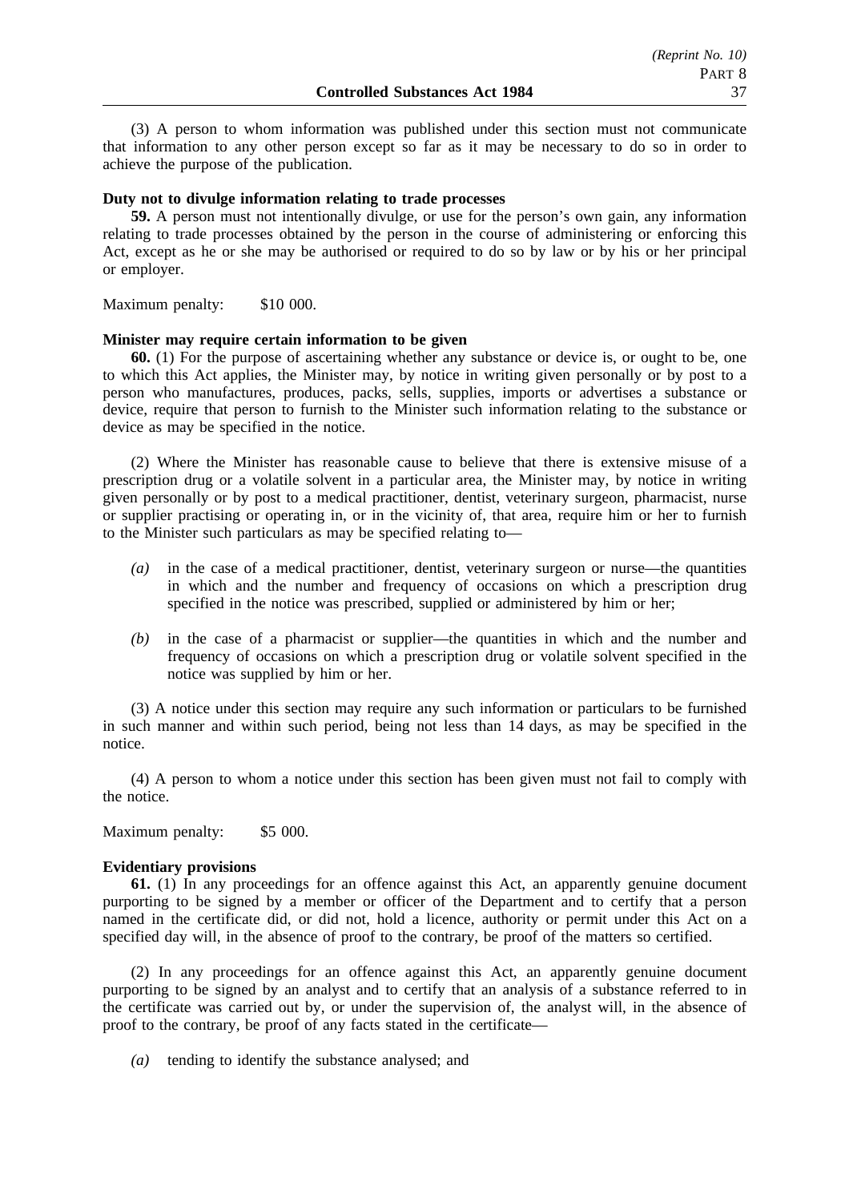(3) A person to whom information was published under this section must not communicate that information to any other person except so far as it may be necessary to do so in order to achieve the purpose of the publication.

**Duty not to divulge information relating to trade processes**

**59.** A person must not intentionally divulge, or use for the person's own gain, any information relating to trade processes obtained by the person in the course of administering or enforcing this Act, except as he or she may be authorised or required to do so by law or by his or her principal or employer.

Maximum penalty: $10 000.

**Minister may require certain information to be given**

**60.** (1) For the purpose of ascertaining whether any substance or device is, or ought to be, one to which this Act applies, the Minister may, by notice in writing given personally or by post to a person who manufactures, produces, packs, sells, supplies, imports or advertises a substance or device, require that person to furnish to the Minister such information relating to the substance or device as may be specified in the notice.

(2) Where the Minister has reasonable cause to believe that there is extensive misuse of a prescription drug or a volatile solvent in a particular area, the Minister may, by notice in writing given personally or by post to a medical practitioner, dentist, veterinary surgeon, pharmacist, nurse or supplier practising or operating in, or in the vicinity of, that area, require him or her to furnish to the Minister such particulars as may be specified relating to—

- *(a)* in the case of a medical practitioner, dentist, veterinary surgeon or nurse—the quantities in which and the number and frequency of occasions on which a prescription drug specified in the notice was prescribed, supplied or administered by him or her;
- *(b)* in the case of a pharmacist or supplier—the quantities in which and the number and frequency of occasions on which a prescription drug or volatile solvent specified in the notice was supplied by him or her.

(3) A notice under this section may require any such information or particulars to be furnished in such manner and within such period, being not less than 14 days, as may be specified in the notice.

(4) A person to whom a notice under this section has been given must not fail to comply with the notice.

Maximum penalty: $5 000.

**Evidentiary provisions**

**61.** (1) In any proceedings for an offence against this Act, an apparently genuine document purporting to be signed by a member or officer of the Department and to certify that a person named in the certificate did, or did not, hold a licence, authority or permit under this Act on a specified day will, in the absence of proof to the contrary, be proof of the matters so certified.

(2) In any proceedings for an offence against this Act, an apparently genuine document purporting to be signed by an analyst and to certify that an analysis of a substance referred to in the certificate was carried out by, or under the supervision of, the analyst will, in the absence of proof to the contrary, be proof of any facts stated in the certificate—

- *(a)* tending to identify the substance analysed; and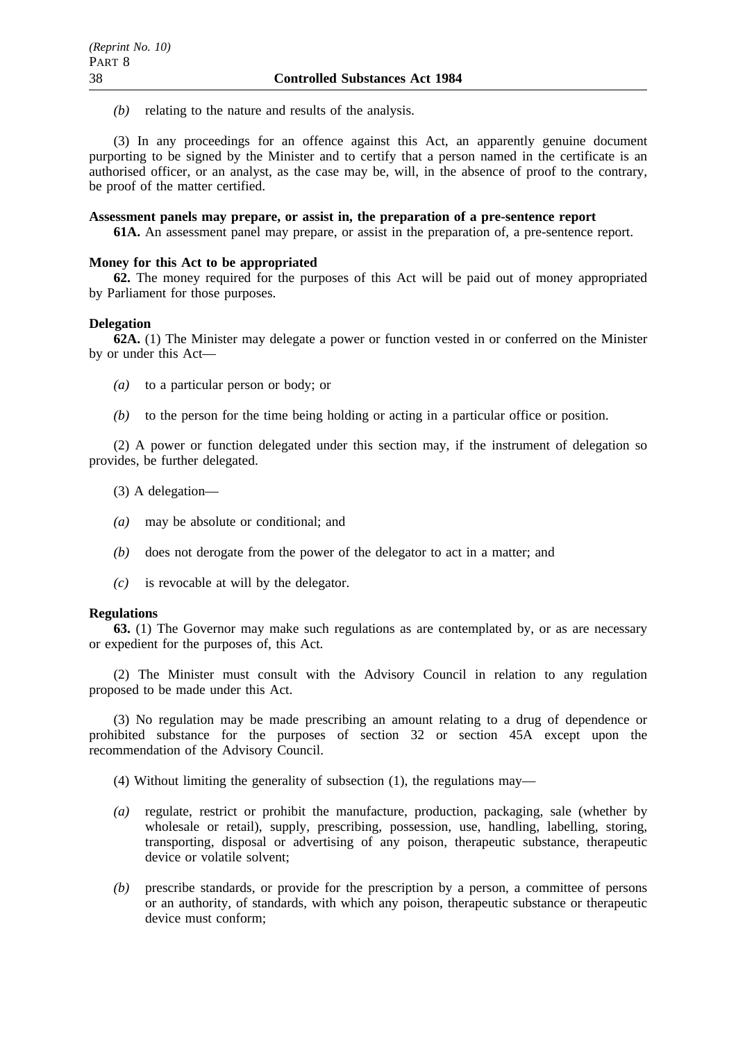*(b)* relating to the nature and results of the analysis.

(3) In any proceedings for an offence against this Act, an apparently genuine document purporting to be signed by the Minister and to certify that a person named in the certificate is an authorised officer, or an analyst, as the case may be, will, in the absence of proof to the contrary, be proof of the matter certified.

**Assessment panels may prepare, or assist in, the preparation of a pre-sentence report**

**61A.** An assessment panel may prepare, or assist in the preparation of, a pre-sentence report.

**Money for this Act to be appropriated**

**62.** The money required for the purposes of this Act will be paid out of money appropriated by Parliament for those purposes.

**Delegation**

**62A.** (1) The Minister may delegate a power or function vested in or conferred on the Minister by or under this Act—

*(a)* to a particular person or body; or

*(b)* to the person for the time being holding or acting in a particular office or position.

(2) A power or function delegated under this section may, if the instrument of delegation so provides, be further delegated.

(3) A delegation—

*(a)* may be absolute or conditional; and

*(b)* does not derogate from the power of the delegator to act in a matter; and

*(c)* is revocable at will by the delegator.

**Regulations**

**63.** (1) The Governor may make such regulations as are contemplated by, or as are necessary or expedient for the purposes of, this Act.

(2) The Minister must consult with the Advisory Council in relation to any regulation proposed to be made under this Act.

(3) No regulation may be made prescribing an amount relating to a drug of dependence or prohibited substance for the purposes of section 32 or section 45A except upon the recommendation of the Advisory Council.

(4) Without limiting the generality of subsection (1), the regulations may—

*(a)* regulate, restrict or prohibit the manufacture, production, packaging, sale (whether by wholesale or retail), supply, prescribing, possession, use, handling, labelling, storing, transporting, disposal or advertising of any poison, therapeutic substance, therapeutic device or volatile solvent;

*(b)* prescribe standards, or provide for the prescription by a person, a committee of persons or an authority, of standards, with which any poison, therapeutic substance or therapeutic device must conform;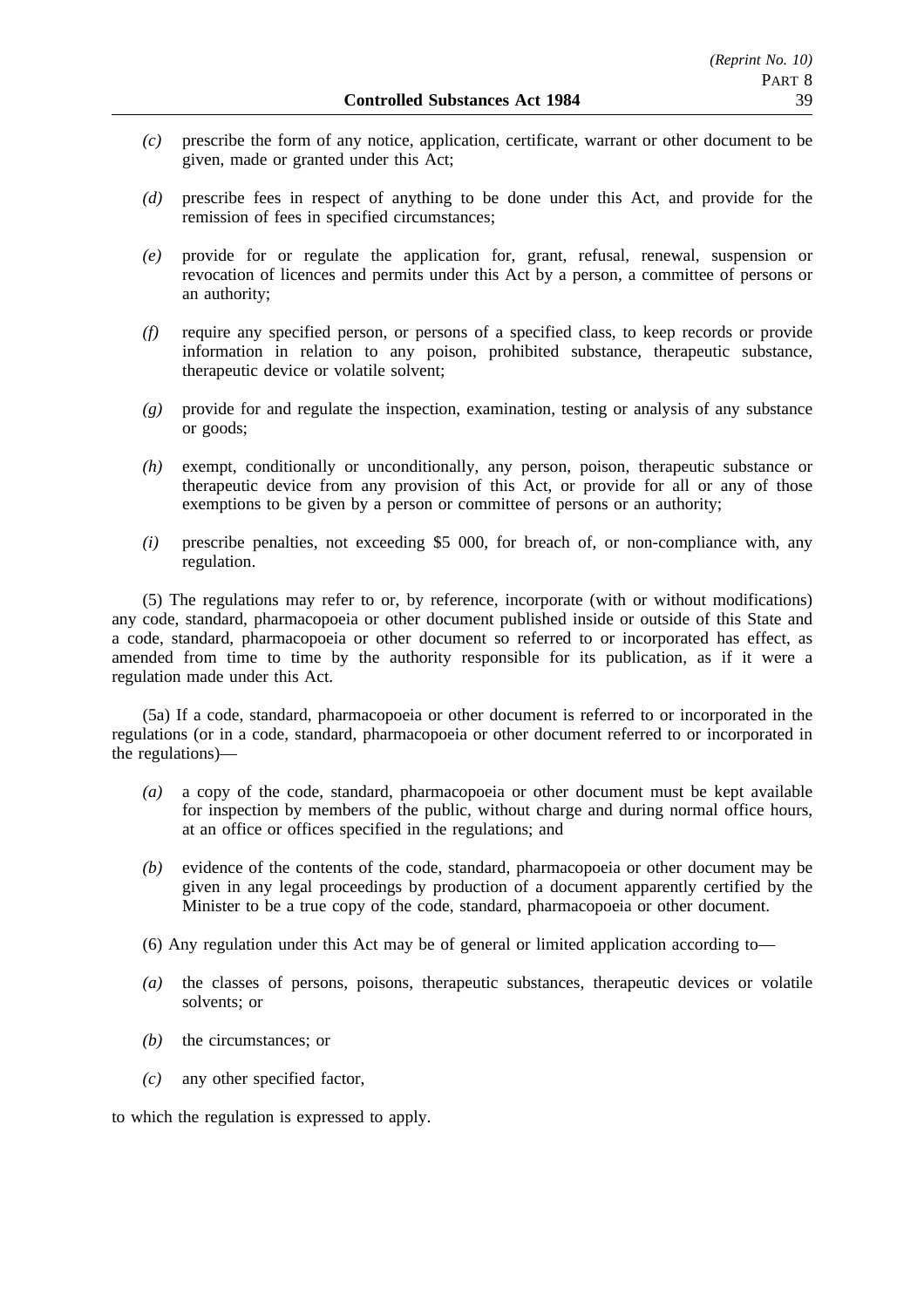*(c)* prescribe the form of any notice, application, certificate, warrant or other document to be given, made or granted under this Act;

*(d)* prescribe fees in respect of anything to be done under this Act, and provide for the remission of fees in specified circumstances;

*(e)* provide for or regulate the application for, grant, refusal, renewal, suspension or revocation of licences and permits under this Act by a person, a committee of persons or an authority;

*(f)* require any specified person, or persons of a specified class, to keep records or provide information in relation to any poison, prohibited substance, therapeutic substance, therapeutic device or volatile solvent;

*(g)* provide for and regulate the inspection, examination, testing or analysis of any substance or goods;

*(h)* exempt, conditionally or unconditionally, any person, poison, therapeutic substance or therapeutic device from any provision of this Act, or provide for all or any of those exemptions to be given by a person or committee of persons or an authority;

*(i)* prescribe penalties, not exceeding $5 000, for breach of, or non-compliance with, any regulation.

(5) The regulations may refer to or, by reference, incorporate (with or without modifications) any code, standard, pharmacopoeia or other document published inside or outside of this State and a code, standard, pharmacopoeia or other document so referred to or incorporated has effect, as amended from time to time by the authority responsible for its publication, as if it were a regulation made under this Act.

(5a) If a code, standard, pharmacopoeia or other document is referred to or incorporated in the regulations (or in a code, standard, pharmacopoeia or other document referred to or incorporated in the regulations)—

*(a)* a copy of the code, standard, pharmacopoeia or other document must be kept available for inspection by members of the public, without charge and during normal office hours, at an office or offices specified in the regulations; and

*(b)* evidence of the contents of the code, standard, pharmacopoeia or other document may be given in any legal proceedings by production of a document apparently certified by the Minister to be a true copy of the code, standard, pharmacopoeia or other document.

(6) Any regulation under this Act may be of general or limited application according to—

*(a)* the classes of persons, poisons, therapeutic substances, therapeutic devices or volatile solvents; or

*(b)* the circumstances; or

*(c)* any other specified factor,

to which the regulation is expressed to apply.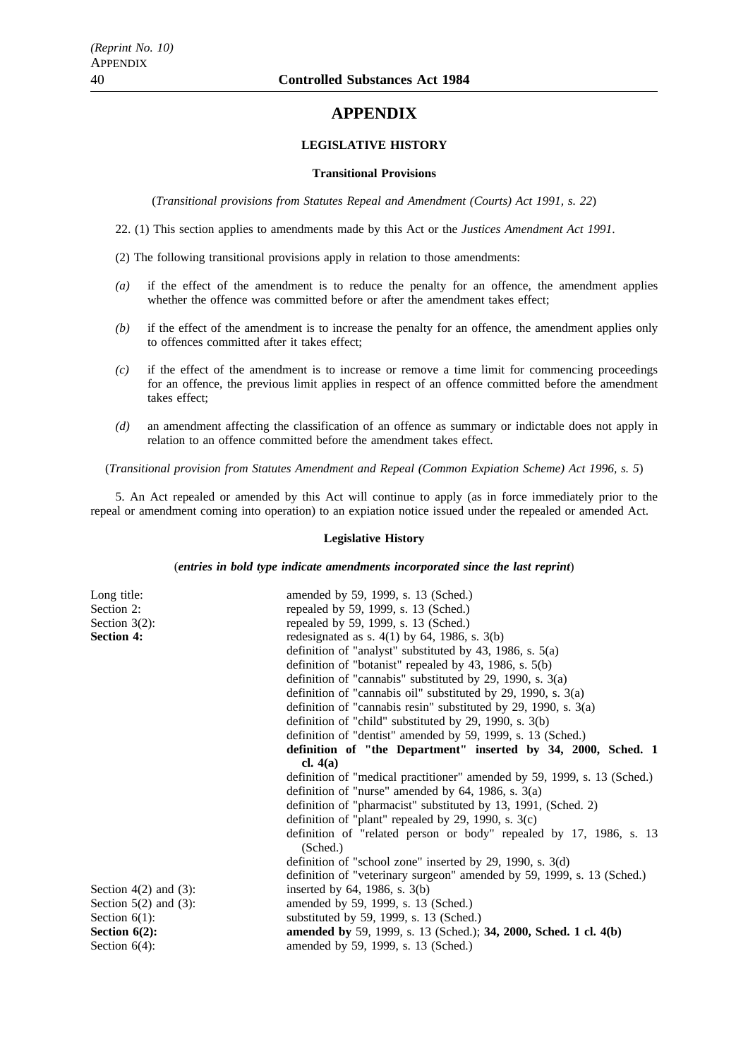# APPENDIX

## LEGISLATIVE HISTORY

### Transitional Provisions

(*Transitional provisions from Statutes Repeal and Amendment (Courts) Act 1991, s. 22*)

22. (1) This section applies to amendments made by this Act or the *Justices Amendment Act 1991*.

(2) The following transitional provisions apply in relation to those amendments:

*(a)* if the effect of the amendment is to reduce the penalty for an offence, the amendment applies whether the offence was committed before or after the amendment takes effect;

*(b)* if the effect of the amendment is to increase the penalty for an offence, the amendment applies only to offences committed after it takes effect;

*(c)* if the effect of the amendment is to increase or remove a time limit for commencing proceedings for an offence, the previous limit applies in respect of an offence committed before the amendment takes effect;

*(d)* an amendment affecting the classification of an offence as summary or indictable does not apply in relation to an offence committed before the amendment takes effect.

(*Transitional provision from Statutes Amendment and Repeal (Common Expiation Scheme) Act 1996, s. 5*)

5. An Act repealed or amended by this Act will continue to apply (as in force immediately prior to the repeal or amendment coming into operation) to an expiation notice issued under the repealed or amended Act.

### Legislative History

(***entries in bold type indicate amendments incorporated since the last reprint***)

| | |
|---|---|
| Long title: | amended by 59, 1999, s. 13 (Sched.) |
| Section 2: | repealed by 59, 1999, s. 13 (Sched.) |
| Section 3(2): | repealed by 59, 1999, s. 13 (Sched.) |
| **Section 4:** | redesignated as s. 4(1) by 64, 1986, s. 3(b) |
| | definition of "analyst" substituted by 43, 1986, s. 5(a) |
| | definition of "botanist" repealed by 43, 1986, s. 5(b) |
| | definition of "cannabis" substituted by 29, 1990, s. 3(a) |
| | definition of "cannabis oil" substituted by 29, 1990, s. 3(a) |
| | definition of "cannabis resin" substituted by 29, 1990, s. 3(a) |
| | definition of "child" substituted by 29, 1990, s. 3(b) |
| | definition of "dentist" amended by 59, 1999, s. 13 (Sched.) |
| | **definition of "the Department" inserted by 34, 2000, Sched. 1 cl. 4(a)** |
| | definition of "medical practitioner" amended by 59, 1999, s. 13 (Sched.) |
| | definition of "nurse" amended by 64, 1986, s. 3(a) |
| | definition of "pharmacist" substituted by 13, 1991, (Sched. 2) |
| | definition of "plant" repealed by 29, 1990, s. 3(c) |
| | definition of "related person or body" repealed by 17, 1986, s. 13 (Sched.) |
| | definition of "school zone" inserted by 29, 1990, s. 3(d) |
| | definition of "veterinary surgeon" amended by 59, 1999, s. 13 (Sched.) |
| Section 4(2) and (3): | inserted by 64, 1986, s. 3(b) |
| Section 5(2) and (3): | amended by 59, 1999, s. 13 (Sched.) |
| Section 6(1): | substituted by 59, 1999, s. 13 (Sched.) |
| **Section 6(2):** | **amended by** 59, 1999, s. 13 (Sched.); **34, 2000, Sched. 1 cl. 4(b)** |
| Section 6(4): | amended by 59, 1999, s. 13 (Sched.) |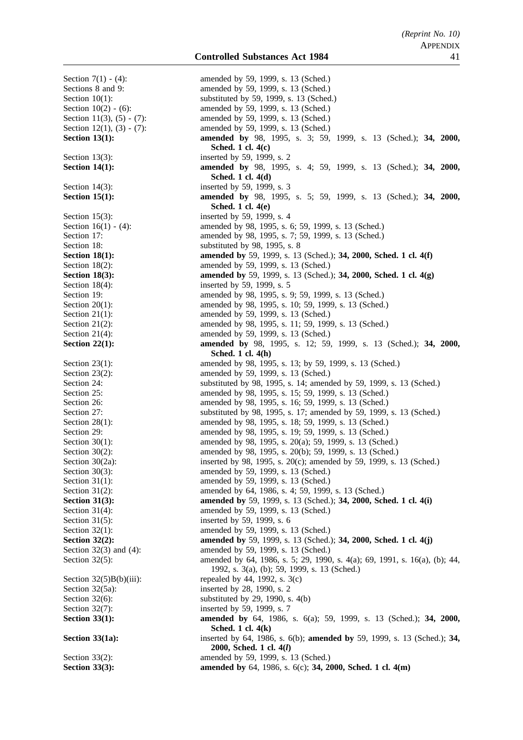| | |
|---|---|
| Section 7(1) - (4): | amended by 59, 1999, s. 13 (Sched.) |
| Sections 8 and 9: | amended by 59, 1999, s. 13 (Sched.) |
| Section 10(1): | substituted by 59, 1999, s. 13 (Sched.) |
| Section 10(2) - (6): | amended by 59, 1999, s. 13 (Sched.) |
| Section 11(3), (5) - (7): | amended by 59, 1999, s. 13 (Sched.) |
| Section 12(1), (3) - (7): | amended by 59, 1999, s. 13 (Sched.) |
| **Section 13(1):** | **amended by** 98, 1995, s. 3; 59, 1999, s. 13 (Sched.); **34, 2000, Sched. 1 cl. 4(c)** |
| Section 13(3): | inserted by 59, 1999, s. 2 |
| **Section 14(1):** | **amended by** 98, 1995, s. 4; 59, 1999, s. 13 (Sched.); **34, 2000, Sched. 1 cl. 4(d)** |
| Section 14(3): | inserted by 59, 1999, s. 3 |
| **Section 15(1):** | **amended by** 98, 1995, s. 5; 59, 1999, s. 13 (Sched.); **34, 2000, Sched. 1 cl. 4(e)** |
| Section 15(3): | inserted by 59, 1999, s. 4 |
| Section 16(1) - (4): | amended by 98, 1995, s. 6; 59, 1999, s. 13 (Sched.) |
| Section 17: | amended by 98, 1995, s. 7; 59, 1999, s. 13 (Sched.) |
| Section 18: | substituted by 98, 1995, s. 8 |
| **Section 18(1):** | **amended by** 59, 1999, s. 13 (Sched.); **34, 2000, Sched. 1 cl. 4(f)** |
| Section 18(2): | amended by 59, 1999, s. 13 (Sched.) |
| **Section 18(3):** | **amended by** 59, 1999, s. 13 (Sched.); **34, 2000, Sched. 1 cl. 4(g)** |
| Section 18(4): | inserted by 59, 1999, s. 5 |
| Section 19: | amended by 98, 1995, s. 9; 59, 1999, s. 13 (Sched.) |
| Section 20(1): | amended by 98, 1995, s. 10; 59, 1999, s. 13 (Sched.) |
| Section 21(1): | amended by 59, 1999, s. 13 (Sched.) |
| Section 21(2): | amended by 98, 1995, s. 11; 59, 1999, s. 13 (Sched.) |
| Section 21(4): | amended by 59, 1999, s. 13 (Sched.) |
| **Section 22(1):** | **amended by** 98, 1995, s. 12; 59, 1999, s. 13 (Sched.); **34, 2000, Sched. 1 cl. 4(h)** |
| Section 23(1): | amended by 98, 1995, s. 13; by 59, 1999, s. 13 (Sched.) |
| Section 23(2): | amended by 59, 1999, s. 13 (Sched.) |
| Section 24: | substituted by 98, 1995, s. 14; amended by 59, 1999, s. 13 (Sched.) |
| Section 25: | amended by 98, 1995, s. 15; 59, 1999, s. 13 (Sched.) |
| Section 26: | amended by 98, 1995, s. 16; 59, 1999, s. 13 (Sched.) |
| Section 27: | substituted by 98, 1995, s. 17; amended by 59, 1999, s. 13 (Sched.) |
| Section 28(1): | amended by 98, 1995, s. 18; 59, 1999, s. 13 (Sched.) |
| Section 29: | amended by 98, 1995, s. 19; 59, 1999, s. 13 (Sched.) |
| Section 30(1): | amended by 98, 1995, s. 20(a); 59, 1999, s. 13 (Sched.) |
| Section 30(2): | amended by 98, 1995, s. 20(b); 59, 1999, s. 13 (Sched.) |
| Section 30(2a): | inserted by 98, 1995, s. 20(c); amended by 59, 1999, s. 13 (Sched.) |
| Section 30(3): | amended by 59, 1999, s. 13 (Sched.) |
| Section 31(1): | amended by 59, 1999, s. 13 (Sched.) |
| Section 31(2): | amended by 64, 1986, s. 4; 59, 1999, s. 13 (Sched.) |
| **Section 31(3):** | **amended by** 59, 1999, s. 13 (Sched.); **34, 2000, Sched. 1 cl. 4(i)** |
| Section 31(4): | amended by 59, 1999, s. 13 (Sched.) |
| Section 31(5): | inserted by 59, 1999, s. 6 |
| Section 32(1): | amended by 59, 1999, s. 13 (Sched.) |
| **Section 32(2):** | **amended by** 59, 1999, s. 13 (Sched.); **34, 2000, Sched. 1 cl. 4(j)** |
| Section 32(3) and (4): | amended by 59, 1999, s. 13 (Sched.) |
| Section 32(5): | amended by 64, 1986, s. 5; 29, 1990, s. 4(a); 69, 1991, s. 16(a), (b); 44, 1992, s. 3(a), (b); 59, 1999, s. 13 (Sched.) |
| Section 32(5)B(b)(iii): | repealed by 44, 1992, s. 3(c) |
| Section 32(5a): | inserted by 28, 1990, s. 2 |
| Section 32(6): | substituted by 29, 1990, s. 4(b) |
| Section 32(7): | inserted by 59, 1999, s. 7 |
| **Section 33(1):** | **amended by** 64, 1986, s. 6(a); 59, 1999, s. 13 (Sched.); **34, 2000, Sched. 1 cl. 4(k)** |
| **Section 33(1a):** | inserted by 64, 1986, s. 6(b); **amended by** 59, 1999, s. 13 (Sched.); **34, 2000, Sched. 1 cl. 4(*l*)** |
| Section 33(2): | amended by 59, 1999, s. 13 (Sched.) |
| **Section 33(3):** | **amended by** 64, 1986, s. 6(c); **34, 2000, Sched. 1 cl. 4(m)** |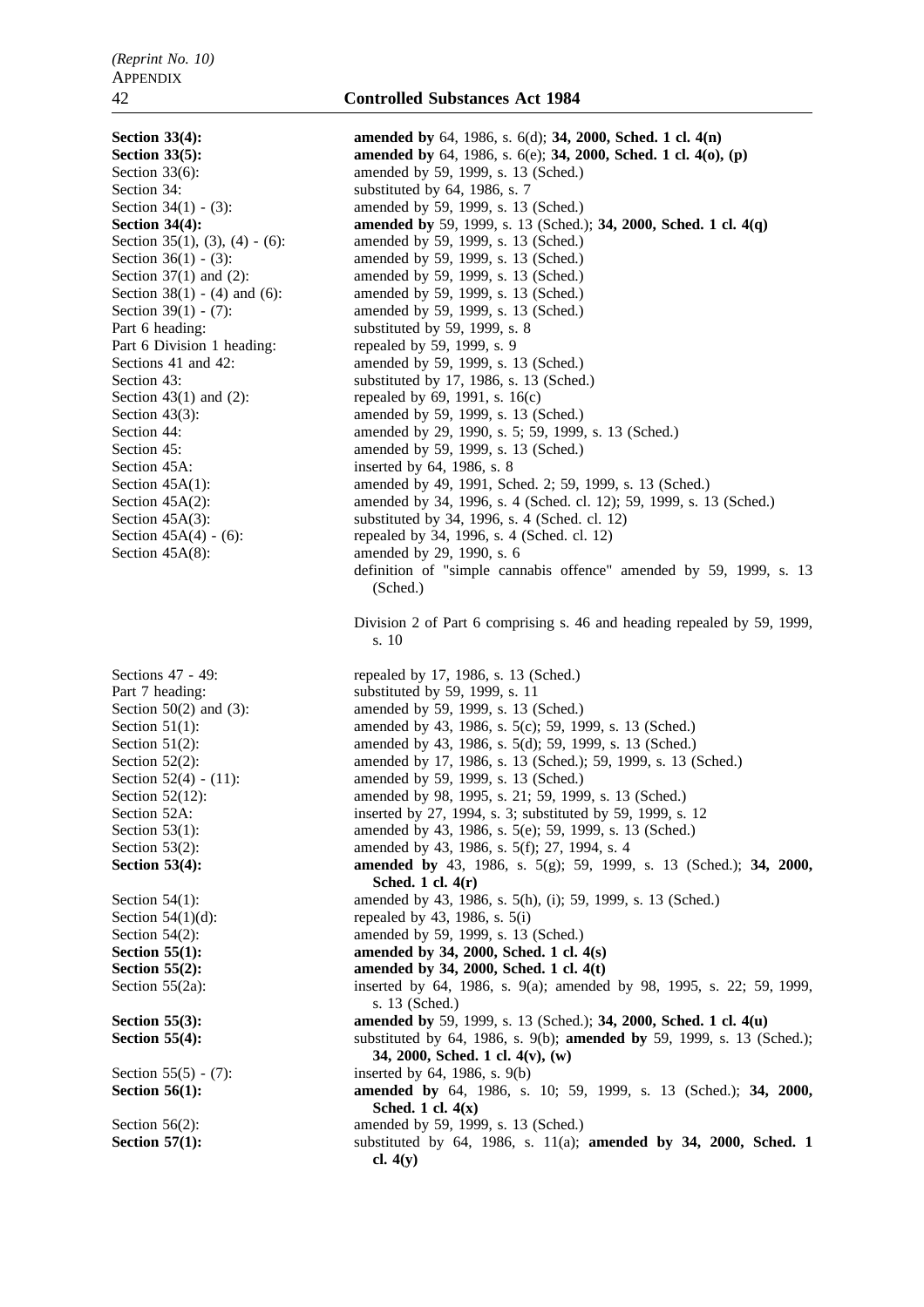| | |
|---|---|
| **Section 33(4):** | **amended by** 64, 1986, s. 6(d); **34, 2000, Sched. 1 cl. 4(n)** |
| **Section 33(5):** | **amended by** 64, 1986, s. 6(e); **34, 2000, Sched. 1 cl. 4(o), (p)** |
| Section 33(6): | amended by 59, 1999, s. 13 (Sched.) |
| Section 34: | substituted by 64, 1986, s. 7 |
| Section 34(1) - (3): | amended by 59, 1999, s. 13 (Sched.) |
| **Section 34(4):** | **amended by** 59, 1999, s. 13 (Sched.); **34, 2000, Sched. 1 cl. 4(q)** |
| Section 35(1), (3), (4) - (6): | amended by 59, 1999, s. 13 (Sched.) |
| Section 36(1) - (3): | amended by 59, 1999, s. 13 (Sched.) |
| Section 37(1) and (2): | amended by 59, 1999, s. 13 (Sched.) |
| Section 38(1) - (4) and (6): | amended by 59, 1999, s. 13 (Sched.) |
| Section 39(1) - (7): | amended by 59, 1999, s. 13 (Sched.) |
| Part 6 heading: | substituted by 59, 1999, s. 8 |
| Part 6 Division 1 heading: | repealed by 59, 1999, s. 9 |
| Sections 41 and 42: | amended by 59, 1999, s. 13 (Sched.) |
| Section 43: | substituted by 17, 1986, s. 13 (Sched.) |
| Section 43(1) and (2): | repealed by 69, 1991, s. 16(c) |
| Section 43(3): | amended by 59, 1999, s. 13 (Sched.) |
| Section 44: | amended by 29, 1990, s. 5; 59, 1999, s. 13 (Sched.) |
| Section 45: | amended by 59, 1999, s. 13 (Sched.) |
| Section 45A: | inserted by 64, 1986, s. 8 |
| Section 45A(1): | amended by 49, 1991, Sched. 2; 59, 1999, s. 13 (Sched.) |
| Section 45A(2): | amended by 34, 1996, s. 4 (Sched. cl. 12); 59, 1999, s. 13 (Sched.) |
| Section 45A(3): | substituted by 34, 1996, s. 4 (Sched. cl. 12) |
| Section 45A(4) - (6): | repealed by 34, 1996, s. 4 (Sched. cl. 12) |
| Section 45A(8): | amended by 29, 1990, s. 6 |
| | definition of "simple cannabis offence" amended by 59, 1999, s. 13 (Sched.) |
| | Division 2 of Part 6 comprising s. 46 and heading repealed by 59, 1999, s. 10 |
| Sections 47 - 49: | repealed by 17, 1986, s. 13 (Sched.) |
| Part 7 heading: | substituted by 59, 1999, s. 11 |
| Section 50(2) and (3): | amended by 59, 1999, s. 13 (Sched.) |
| Section 51(1): | amended by 43, 1986, s. 5(c); 59, 1999, s. 13 (Sched.) |
| Section 51(2): | amended by 43, 1986, s. 5(d); 59, 1999, s. 13 (Sched.) |
| Section 52(2): | amended by 17, 1986, s. 13 (Sched.); 59, 1999, s. 13 (Sched.) |
| Section 52(4) - (11): | amended by 59, 1999, s. 13 (Sched.) |
| Section 52(12): | amended by 98, 1995, s. 21; 59, 1999, s. 13 (Sched.) |
| Section 52A: | inserted by 27, 1994, s. 3; substituted by 59, 1999, s. 12 |
| Section 53(1): | amended by 43, 1986, s. 5(e); 59, 1999, s. 13 (Sched.) |
| Section 53(2): | amended by 43, 1986, s. 5(f); 27, 1994, s. 4 |
| **Section 53(4):** | **amended by** 43, 1986, s. 5(g); 59, 1999, s. 13 (Sched.); **34, 2000, Sched. 1 cl. 4(r)** |
| Section 54(1): | amended by 43, 1986, s. 5(h), (i); 59, 1999, s. 13 (Sched.) |
| Section 54(1)(d): | repealed by 43, 1986, s. 5(i) |
| Section 54(2): | amended by 59, 1999, s. 13 (Sched.) |
| **Section 55(1):** | **amended by 34, 2000, Sched. 1 cl. 4(s)** |
| **Section 55(2):** | **amended by 34, 2000, Sched. 1 cl. 4(t)** |
| Section 55(2a): | inserted by 64, 1986, s. 9(a); amended by 98, 1995, s. 22; 59, 1999, s. 13 (Sched.) |
| **Section 55(3):** | **amended by** 59, 1999, s. 13 (Sched.); **34, 2000, Sched. 1 cl. 4(u)** |
| **Section 55(4):** | substituted by 64, 1986, s. 9(b); **amended by** 59, 1999, s. 13 (Sched.); **34, 2000, Sched. 1 cl. 4(v), (w)** |
| Section 55(5) - (7): | inserted by 64, 1986, s. 9(b) |
| **Section 56(1):** | **amended by** 64, 1986, s. 10; 59, 1999, s. 13 (Sched.); **34, 2000, Sched. 1 cl. 4(x)** |
| Section 56(2): | amended by 59, 1999, s. 13 (Sched.) |
| **Section 57(1):** | substituted by 64, 1986, s. 11(a); **amended by 34, 2000, Sched. 1 cl. 4(y)** |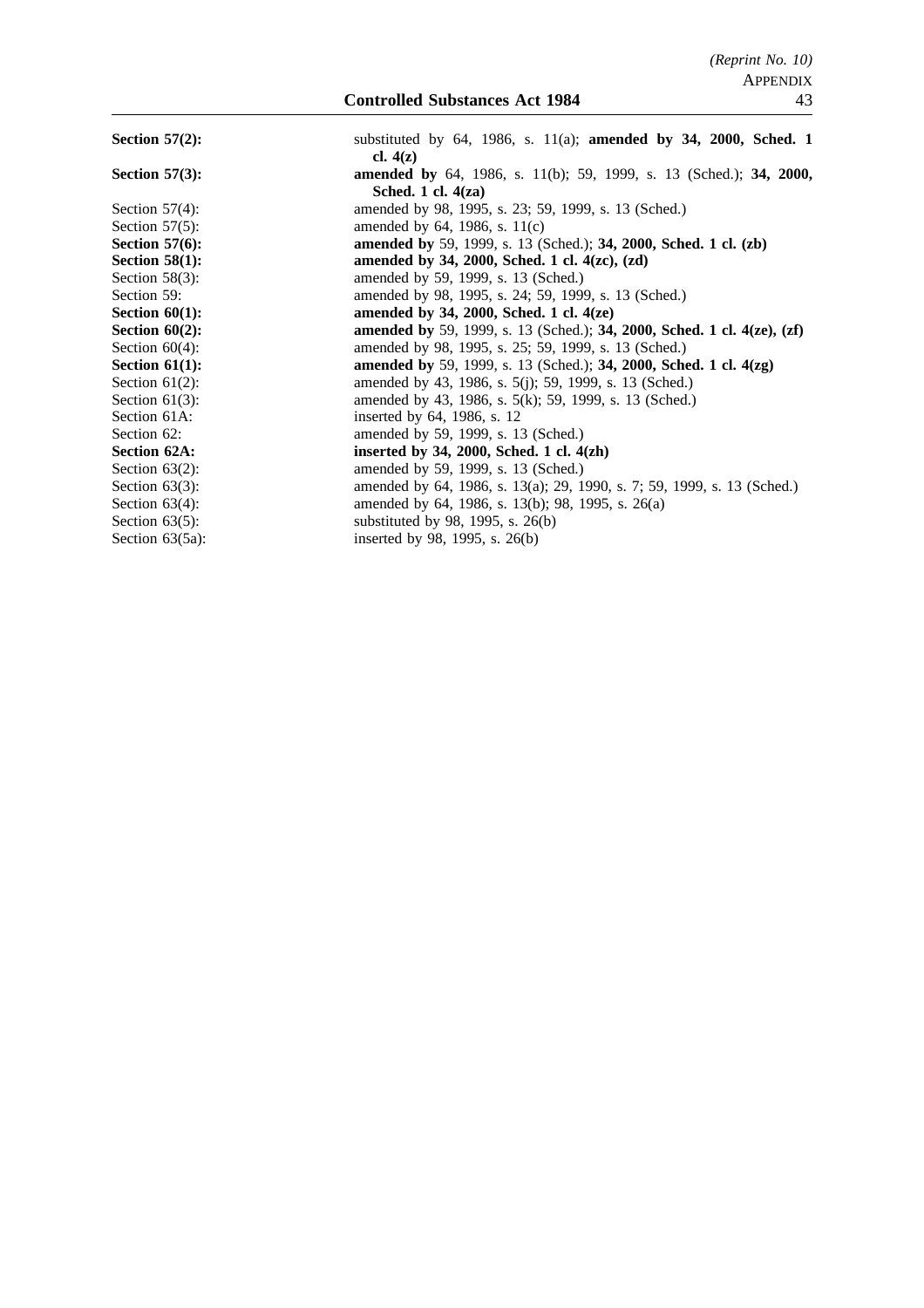| | |
|---|---|
| **Section 57(2):** | substituted by 64, 1986, s. 11(a); **amended by 34, 2000, Sched. 1 cl. 4(z)** |
| **Section 57(3):** | **amended by** 64, 1986, s. 11(b); 59, 1999, s. 13 (Sched.); **34, 2000, Sched. 1 cl. 4(za)** |
| Section 57(4): | amended by 98, 1995, s. 23; 59, 1999, s. 13 (Sched.) |
| Section 57(5): | amended by 64, 1986, s. 11(c) |
| **Section 57(6):** | **amended by** 59, 1999, s. 13 (Sched.); **34, 2000, Sched. 1 cl. (zb)** |
| **Section 58(1):** | **amended by 34, 2000, Sched. 1 cl. 4(zc), (zd)** |
| Section 58(3): | amended by 59, 1999, s. 13 (Sched.) |
| Section 59: | amended by 98, 1995, s. 24; 59, 1999, s. 13 (Sched.) |
| **Section 60(1):** | **amended by 34, 2000, Sched. 1 cl. 4(ze)** |
| **Section 60(2):** | **amended by** 59, 1999, s. 13 (Sched.); **34, 2000, Sched. 1 cl. 4(ze), (zf)** |
| Section 60(4): | amended by 98, 1995, s. 25; 59, 1999, s. 13 (Sched.) |
| **Section 61(1):** | **amended by** 59, 1999, s. 13 (Sched.); **34, 2000, Sched. 1 cl. 4(zg)** |
| Section 61(2): | amended by 43, 1986, s. 5(j); 59, 1999, s. 13 (Sched.) |
| Section 61(3): | amended by 43, 1986, s. 5(k); 59, 1999, s. 13 (Sched.) |
| Section 61A: | inserted by 64, 1986, s. 12 |
| Section 62: | amended by 59, 1999, s. 13 (Sched.) |
| **Section 62A:** | **inserted by 34, 2000, Sched. 1 cl. 4(zh)** |
| Section 63(2): | amended by 59, 1999, s. 13 (Sched.) |
| Section 63(3): | amended by 64, 1986, s. 13(a); 29, 1990, s. 7; 59, 1999, s. 13 (Sched.) |
| Section 63(4): | amended by 64, 1986, s. 13(b); 98, 1995, s. 26(a) |
| Section 63(5): | substituted by 98, 1995, s. 26(b) |
| Section 63(5a): | inserted by 98, 1995, s. 26(b) |